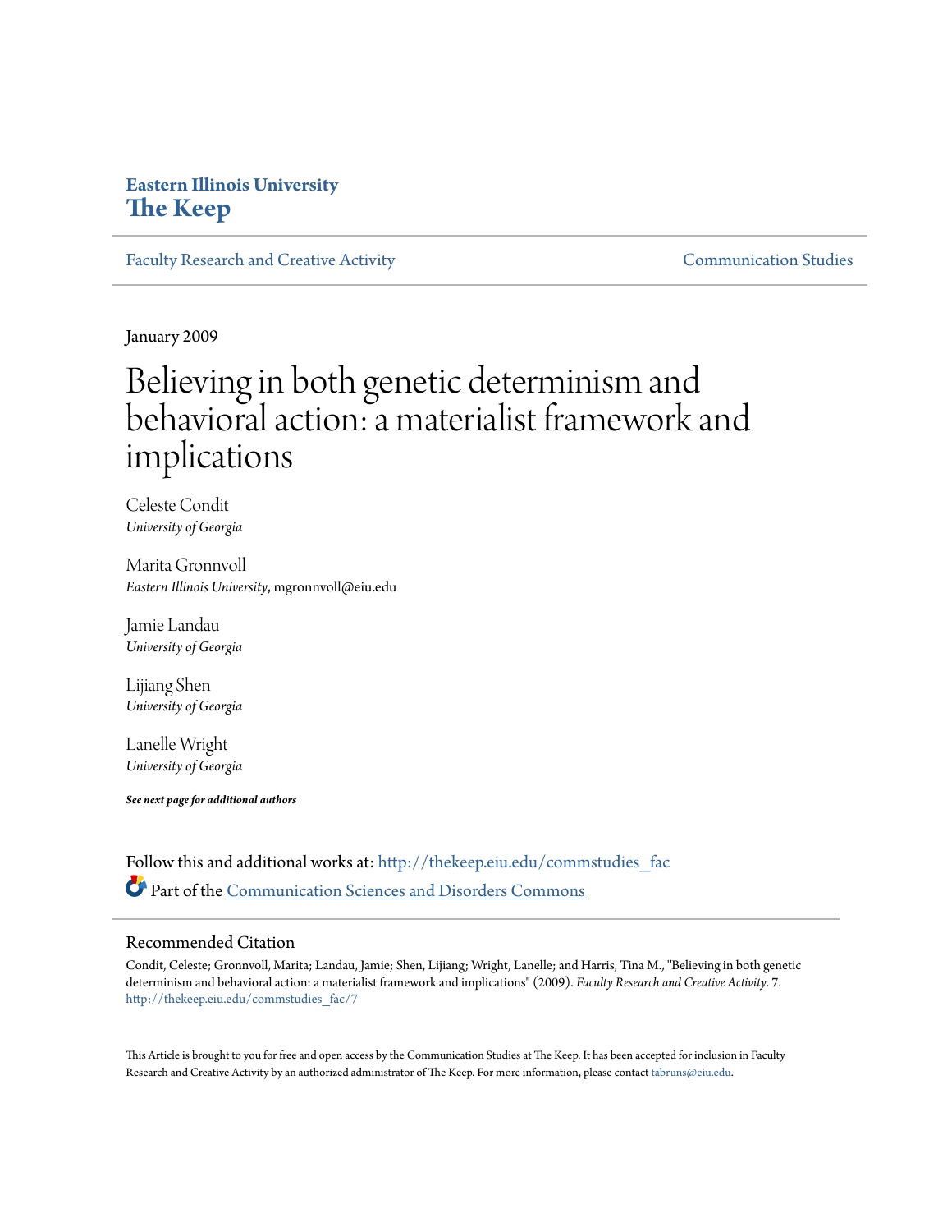**Eastern Illinois University**
**The Keep**

Faculty Research and Creative Activity | Communication Studies

January 2009

# Believing in both genetic determinism and behavioral action: a materialist framework and implications

Celeste Condit
*University of Georgia*

Marita Gronnvoll
*Eastern Illinois University*, mgronnvoll@eiu.edu

Jamie Landau
*University of Georgia*

Lijiang Shen
*University of Georgia*

Lanelle Wright
*University of Georgia*

***See next page for additional authors***

Follow this and additional works at: http://thekeep.eiu.edu/commstudies_fac

Part of the Communication Sciences and Disorders Commons

## Recommended Citation

Condit, Celeste; Gronnvoll, Marita; Landau, Jamie; Shen, Lijiang; Wright, Lanelle; and Harris, Tina M., "Believing in both genetic determinism and behavioral action: a materialist framework and implications" (2009). *Faculty Research and Creative Activity*. 7.
http://thekeep.eiu.edu/commstudies_fac/7

This Article is brought to you for free and open access by the Communication Studies at The Keep. It has been accepted for inclusion in Faculty Research and Creative Activity by an authorized administrator of The Keep. For more information, please contact tabruns@eiu.edu.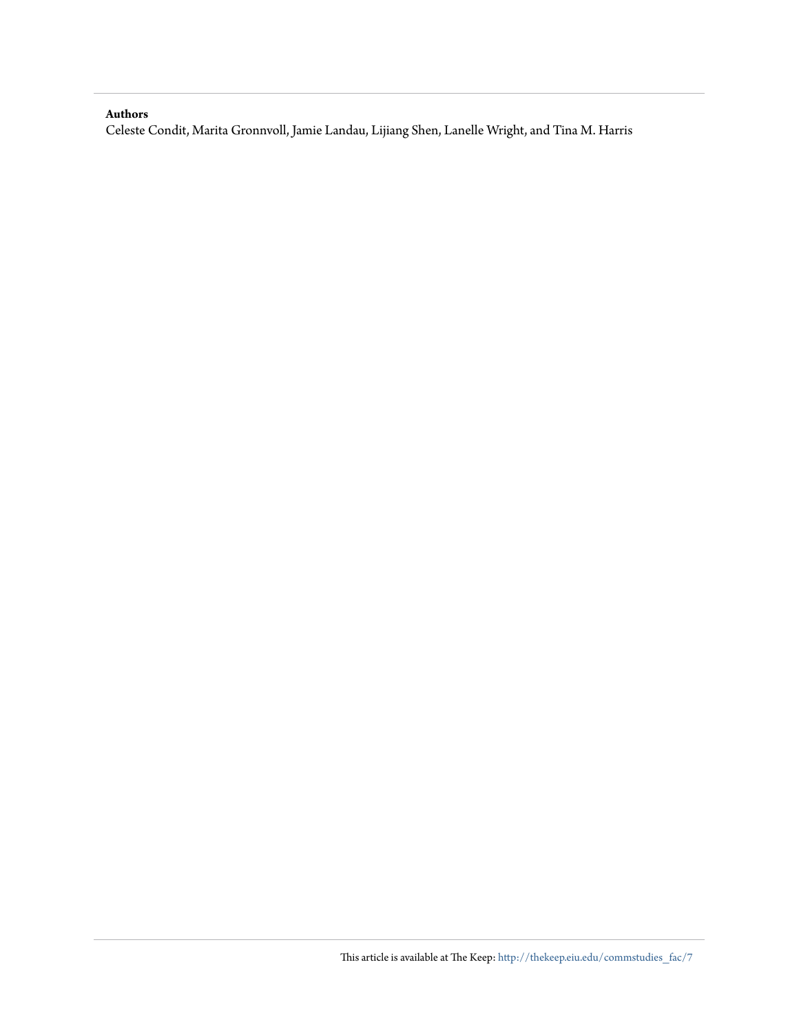**Authors**

Celeste Condit, Marita Gronnvoll, Jamie Landau, Lijiang Shen, Lanelle Wright, and Tina M. Harris

This article is available at The Keep: http://thekeep.eiu.edu/commstudies_fac/7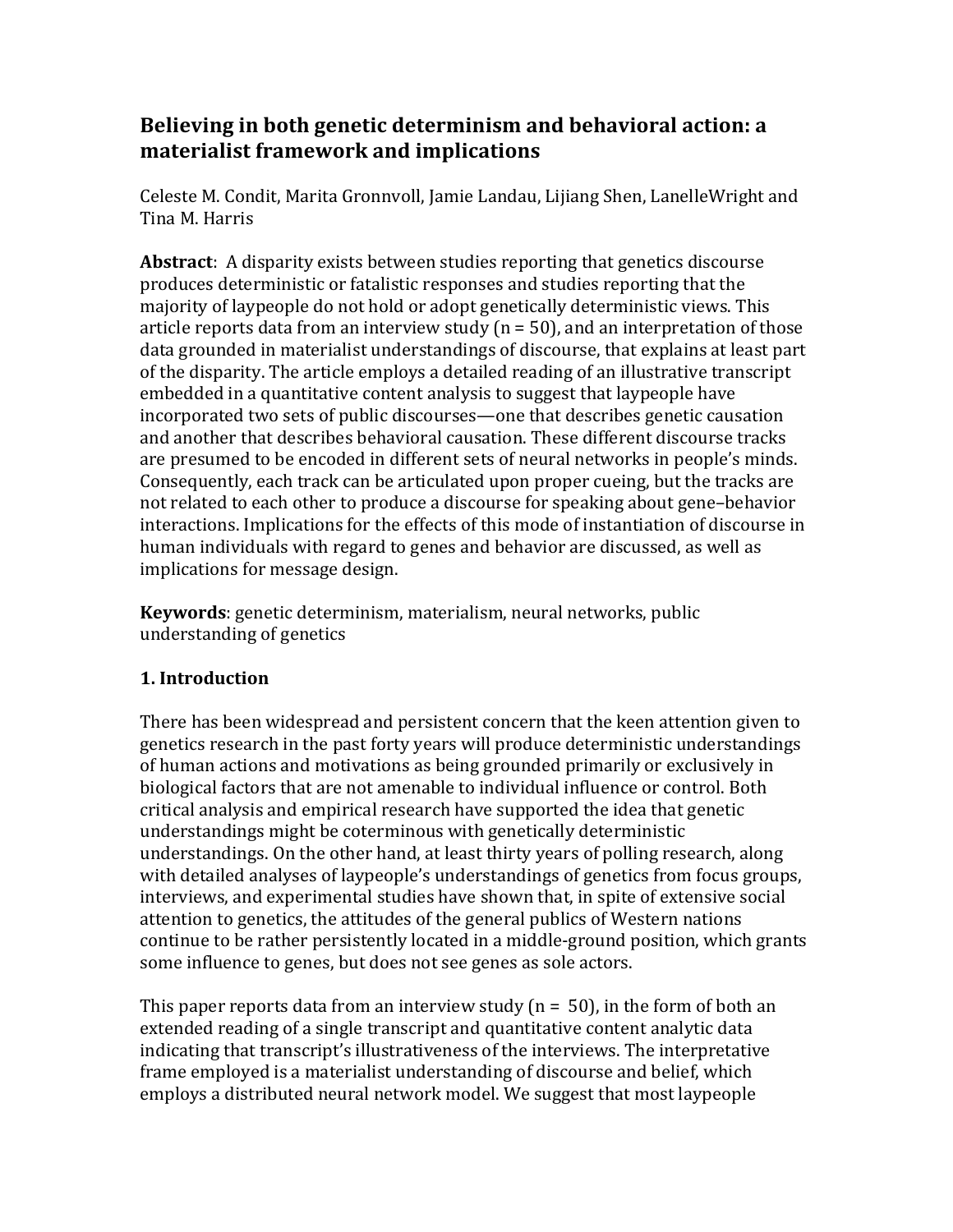# Believing in both genetic determinism and behavioral action: a materialist framework and implications

Celeste M. Condit, Marita Gronnvoll, Jamie Landau, Lijiang Shen, LanelleWright and Tina M. Harris

**Abstract**: A disparity exists between studies reporting that genetics discourse produces deterministic or fatalistic responses and studies reporting that the majority of laypeople do not hold or adopt genetically deterministic views. This article reports data from an interview study (n = 50), and an interpretation of those data grounded in materialist understandings of discourse, that explains at least part of the disparity. The article employs a detailed reading of an illustrative transcript embedded in a quantitative content analysis to suggest that laypeople have incorporated two sets of public discourses—one that describes genetic causation and another that describes behavioral causation. These different discourse tracks are presumed to be encoded in different sets of neural networks in people's minds. Consequently, each track can be articulated upon proper cueing, but the tracks are not related to each other to produce a discourse for speaking about gene–behavior interactions. Implications for the effects of this mode of instantiation of discourse in human individuals with regard to genes and behavior are discussed, as well as implications for message design.

**Keywords**: genetic determinism, materialism, neural networks, public understanding of genetics

## 1. Introduction

There has been widespread and persistent concern that the keen attention given to genetics research in the past forty years will produce deterministic understandings of human actions and motivations as being grounded primarily or exclusively in biological factors that are not amenable to individual influence or control. Both critical analysis and empirical research have supported the idea that genetic understandings might be coterminous with genetically deterministic understandings. On the other hand, at least thirty years of polling research, along with detailed analyses of laypeople's understandings of genetics from focus groups, interviews, and experimental studies have shown that, in spite of extensive social attention to genetics, the attitudes of the general publics of Western nations continue to be rather persistently located in a middle-ground position, which grants some influence to genes, but does not see genes as sole actors.

This paper reports data from an interview study (n = 50), in the form of both an extended reading of a single transcript and quantitative content analytic data indicating that transcript's illustrativeness of the interviews. The interpretative frame employed is a materialist understanding of discourse and belief, which employs a distributed neural network model. We suggest that most laypeople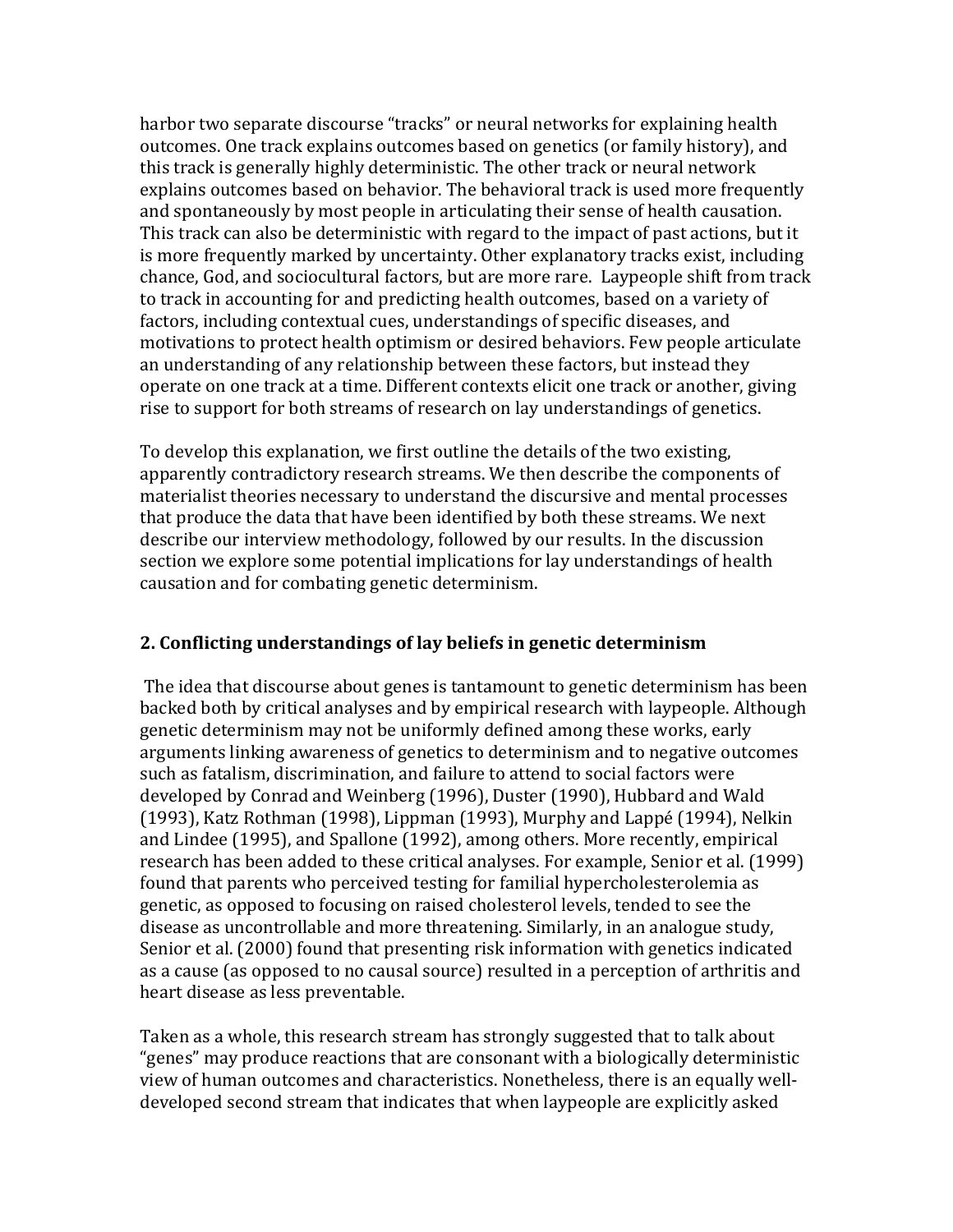harbor two separate discourse "tracks" or neural networks for explaining health outcomes. One track explains outcomes based on genetics (or family history), and this track is generally highly deterministic. The other track or neural network explains outcomes based on behavior. The behavioral track is used more frequently and spontaneously by most people in articulating their sense of health causation. This track can also be deterministic with regard to the impact of past actions, but it is more frequently marked by uncertainty. Other explanatory tracks exist, including chance, God, and sociocultural factors, but are more rare. Laypeople shift from track to track in accounting for and predicting health outcomes, based on a variety of factors, including contextual cues, understandings of specific diseases, and motivations to protect health optimism or desired behaviors. Few people articulate an understanding of any relationship between these factors, but instead they operate on one track at a time. Different contexts elicit one track or another, giving rise to support for both streams of research on lay understandings of genetics.

To develop this explanation, we first outline the details of the two existing, apparently contradictory research streams. We then describe the components of materialist theories necessary to understand the discursive and mental processes that produce the data that have been identified by both these streams. We next describe our interview methodology, followed by our results. In the discussion section we explore some potential implications for lay understandings of health causation and for combating genetic determinism.

## 2. Conflicting understandings of lay beliefs in genetic determinism

The idea that discourse about genes is tantamount to genetic determinism has been backed both by critical analyses and by empirical research with laypeople. Although genetic determinism may not be uniformly defined among these works, early arguments linking awareness of genetics to determinism and to negative outcomes such as fatalism, discrimination, and failure to attend to social factors were developed by Conrad and Weinberg (1996), Duster (1990), Hubbard and Wald (1993), Katz Rothman (1998), Lippman (1993), Murphy and Lappé (1994), Nelkin and Lindee (1995), and Spallone (1992), among others. More recently, empirical research has been added to these critical analyses. For example, Senior et al. (1999) found that parents who perceived testing for familial hypercholesterolemia as genetic, as opposed to focusing on raised cholesterol levels, tended to see the disease as uncontrollable and more threatening. Similarly, in an analogue study, Senior et al. (2000) found that presenting risk information with genetics indicated as a cause (as opposed to no causal source) resulted in a perception of arthritis and heart disease as less preventable.

Taken as a whole, this research stream has strongly suggested that to talk about "genes" may produce reactions that are consonant with a biologically deterministic view of human outcomes and characteristics. Nonetheless, there is an equally well-developed second stream that indicates that when laypeople are explicitly asked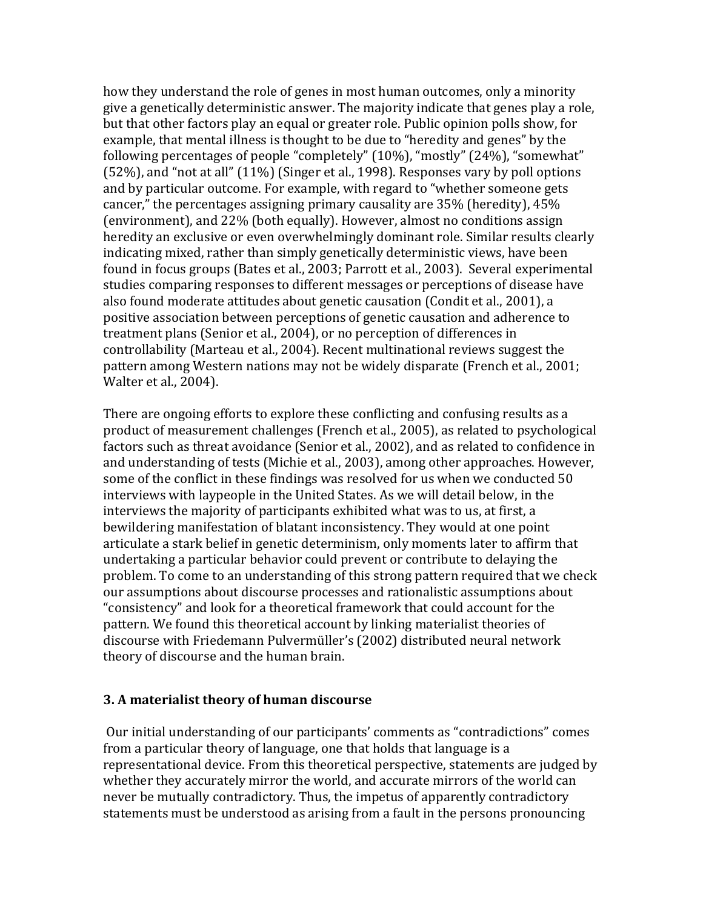how they understand the role of genes in most human outcomes, only a minority give a genetically deterministic answer. The majority indicate that genes play a role, but that other factors play an equal or greater role. Public opinion polls show, for example, that mental illness is thought to be due to "heredity and genes" by the following percentages of people "completely" (10%), "mostly" (24%), "somewhat" (52%), and "not at all" (11%) (Singer et al., 1998). Responses vary by poll options and by particular outcome. For example, with regard to "whether someone gets cancer," the percentages assigning primary causality are 35% (heredity), 45% (environment), and 22% (both equally). However, almost no conditions assign heredity an exclusive or even overwhelmingly dominant role. Similar results clearly indicating mixed, rather than simply genetically deterministic views, have been found in focus groups (Bates et al., 2003; Parrott et al., 2003). Several experimental studies comparing responses to different messages or perceptions of disease have also found moderate attitudes about genetic causation (Condit et al., 2001), a positive association between perceptions of genetic causation and adherence to treatment plans (Senior et al., 2004), or no perception of differences in controllability (Marteau et al., 2004). Recent multinational reviews suggest the pattern among Western nations may not be widely disparate (French et al., 2001; Walter et al., 2004).

There are ongoing efforts to explore these conflicting and confusing results as a product of measurement challenges (French et al., 2005), as related to psychological factors such as threat avoidance (Senior et al., 2002), and as related to confidence in and understanding of tests (Michie et al., 2003), among other approaches. However, some of the conflict in these findings was resolved for us when we conducted 50 interviews with laypeople in the United States. As we will detail below, in the interviews the majority of participants exhibited what was to us, at first, a bewildering manifestation of blatant inconsistency. They would at one point articulate a stark belief in genetic determinism, only moments later to affirm that undertaking a particular behavior could prevent or contribute to delaying the problem. To come to an understanding of this strong pattern required that we check our assumptions about discourse processes and rationalistic assumptions about "consistency" and look for a theoretical framework that could account for the pattern. We found this theoretical account by linking materialist theories of discourse with Friedemann Pulvermüller's (2002) distributed neural network theory of discourse and the human brain.

### 3. A materialist theory of human discourse

Our initial understanding of our participants' comments as "contradictions" comes from a particular theory of language, one that holds that language is a representational device. From this theoretical perspective, statements are judged by whether they accurately mirror the world, and accurate mirrors of the world can never be mutually contradictory. Thus, the impetus of apparently contradictory statements must be understood as arising from a fault in the persons pronouncing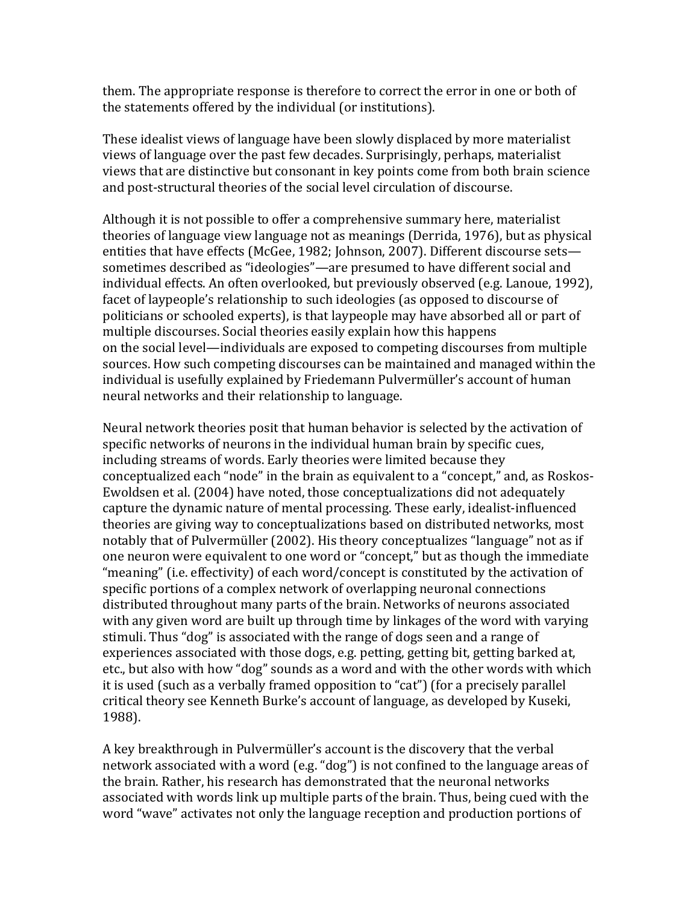them. The appropriate response is therefore to correct the error in one or both of the statements offered by the individual (or institutions).

These idealist views of language have been slowly displaced by more materialist views of language over the past few decades. Surprisingly, perhaps, materialist views that are distinctive but consonant in key points come from both brain science and post-structural theories of the social level circulation of discourse.

Although it is not possible to offer a comprehensive summary here, materialist theories of language view language not as meanings (Derrida, 1976), but as physical entities that have effects (McGee, 1982; Johnson, 2007). Different discourse sets—sometimes described as "ideologies"—are presumed to have different social and individual effects. An often overlooked, but previously observed (e.g. Lanoue, 1992), facet of laypeople's relationship to such ideologies (as opposed to discourse of politicians or schooled experts), is that laypeople may have absorbed all or part of multiple discourses. Social theories easily explain how this happens on the social level—individuals are exposed to competing discourses from multiple sources. How such competing discourses can be maintained and managed within the individual is usefully explained by Friedemann Pulvermüller's account of human neural networks and their relationship to language.

Neural network theories posit that human behavior is selected by the activation of specific networks of neurons in the individual human brain by specific cues, including streams of words. Early theories were limited because they conceptualized each "node" in the brain as equivalent to a "concept," and, as Roskos-Ewoldsen et al. (2004) have noted, those conceptualizations did not adequately capture the dynamic nature of mental processing. These early, idealist-influenced theories are giving way to conceptualizations based on distributed networks, most notably that of Pulvermüller (2002). His theory conceptualizes "language" not as if one neuron were equivalent to one word or "concept," but as though the immediate "meaning" (i.e. effectivity) of each word/concept is constituted by the activation of specific portions of a complex network of overlapping neuronal connections distributed throughout many parts of the brain. Networks of neurons associated with any given word are built up through time by linkages of the word with varying stimuli. Thus "dog" is associated with the range of dogs seen and a range of experiences associated with those dogs, e.g. petting, getting bit, getting barked at, etc., but also with how "dog" sounds as a word and with the other words with which it is used (such as a verbally framed opposition to "cat") (for a precisely parallel critical theory see Kenneth Burke's account of language, as developed by Kuseki, 1988).

A key breakthrough in Pulvermüller's account is the discovery that the verbal network associated with a word (e.g. "dog") is not confined to the language areas of the brain. Rather, his research has demonstrated that the neuronal networks associated with words link up multiple parts of the brain. Thus, being cued with the word "wave" activates not only the language reception and production portions of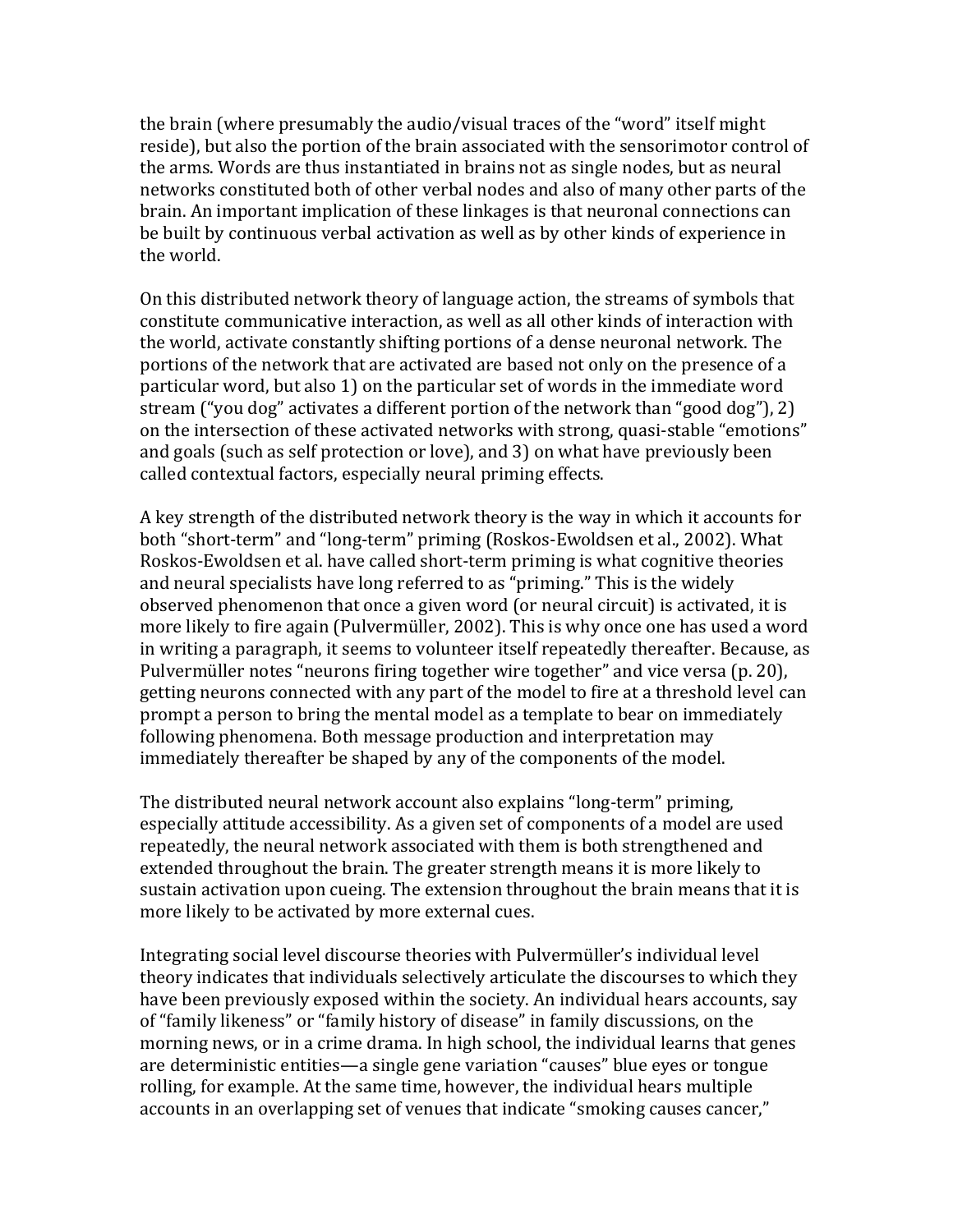the brain (where presumably the audio/visual traces of the "word" itself might reside), but also the portion of the brain associated with the sensorimotor control of the arms. Words are thus instantiated in brains not as single nodes, but as neural networks constituted both of other verbal nodes and also of many other parts of the brain. An important implication of these linkages is that neuronal connections can be built by continuous verbal activation as well as by other kinds of experience in the world.

On this distributed network theory of language action, the streams of symbols that constitute communicative interaction, as well as all other kinds of interaction with the world, activate constantly shifting portions of a dense neuronal network. The portions of the network that are activated are based not only on the presence of a particular word, but also 1) on the particular set of words in the immediate word stream ("you dog" activates a different portion of the network than "good dog"), 2) on the intersection of these activated networks with strong, quasi-stable "emotions" and goals (such as self protection or love), and 3) on what have previously been called contextual factors, especially neural priming effects.

A key strength of the distributed network theory is the way in which it accounts for both "short-term" and "long-term" priming (Roskos-Ewoldsen et al., 2002). What Roskos-Ewoldsen et al. have called short-term priming is what cognitive theories and neural specialists have long referred to as "priming." This is the widely observed phenomenon that once a given word (or neural circuit) is activated, it is more likely to fire again (Pulvermüller, 2002). This is why once one has used a word in writing a paragraph, it seems to volunteer itself repeatedly thereafter. Because, as Pulvermüller notes "neurons firing together wire together" and vice versa (p. 20), getting neurons connected with any part of the model to fire at a threshold level can prompt a person to bring the mental model as a template to bear on immediately following phenomena. Both message production and interpretation may immediately thereafter be shaped by any of the components of the model.

The distributed neural network account also explains "long-term" priming, especially attitude accessibility. As a given set of components of a model are used repeatedly, the neural network associated with them is both strengthened and extended throughout the brain. The greater strength means it is more likely to sustain activation upon cueing. The extension throughout the brain means that it is more likely to be activated by more external cues.

Integrating social level discourse theories with Pulvermüller's individual level theory indicates that individuals selectively articulate the discourses to which they have been previously exposed within the society. An individual hears accounts, say of "family likeness" or "family history of disease" in family discussions, on the morning news, or in a crime drama. In high school, the individual learns that genes are deterministic entities—a single gene variation "causes" blue eyes or tongue rolling, for example. At the same time, however, the individual hears multiple accounts in an overlapping set of venues that indicate "smoking causes cancer,"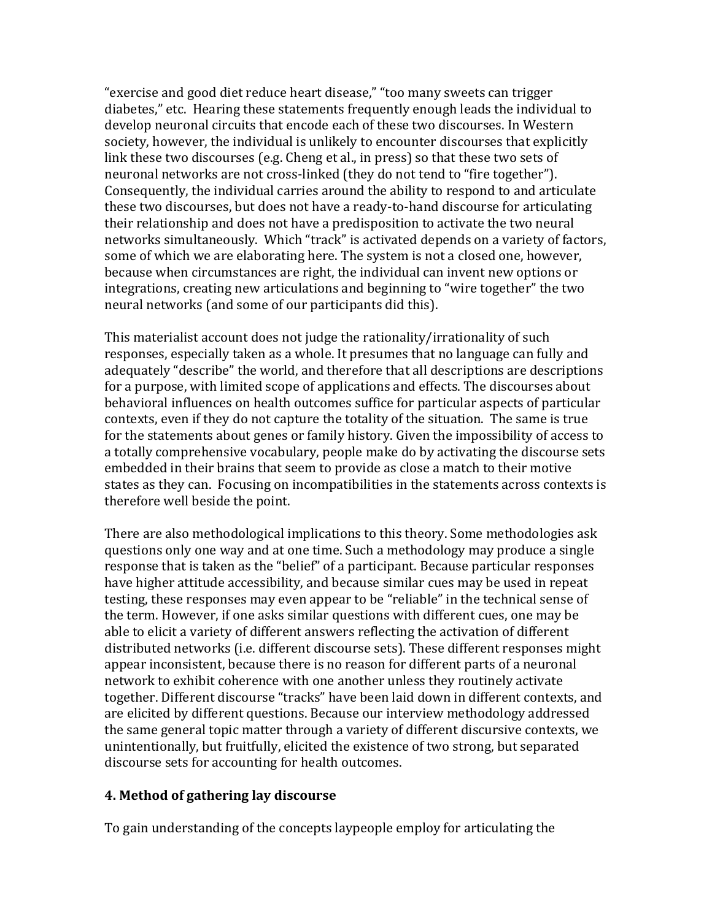"exercise and good diet reduce heart disease," "too many sweets can trigger diabetes," etc. Hearing these statements frequently enough leads the individual to develop neuronal circuits that encode each of these two discourses. In Western society, however, the individual is unlikely to encounter discourses that explicitly link these two discourses (e.g. Cheng et al., in press) so that these two sets of neuronal networks are not cross-linked (they do not tend to "fire together"). Consequently, the individual carries around the ability to respond to and articulate these two discourses, but does not have a ready-to-hand discourse for articulating their relationship and does not have a predisposition to activate the two neural networks simultaneously. Which "track" is activated depends on a variety of factors, some of which we are elaborating here. The system is not a closed one, however, because when circumstances are right, the individual can invent new options or integrations, creating new articulations and beginning to "wire together" the two neural networks (and some of our participants did this).

This materialist account does not judge the rationality/irrationality of such responses, especially taken as a whole. It presumes that no language can fully and adequately "describe" the world, and therefore that all descriptions are descriptions for a purpose, with limited scope of applications and effects. The discourses about behavioral influences on health outcomes suffice for particular aspects of particular contexts, even if they do not capture the totality of the situation. The same is true for the statements about genes or family history. Given the impossibility of access to a totally comprehensive vocabulary, people make do by activating the discourse sets embedded in their brains that seem to provide as close a match to their motive states as they can. Focusing on incompatibilities in the statements across contexts is therefore well beside the point.

There are also methodological implications to this theory. Some methodologies ask questions only one way and at one time. Such a methodology may produce a single response that is taken as the "belief" of a participant. Because particular responses have higher attitude accessibility, and because similar cues may be used in repeat testing, these responses may even appear to be "reliable" in the technical sense of the term. However, if one asks similar questions with different cues, one may be able to elicit a variety of different answers reflecting the activation of different distributed networks (i.e. different discourse sets). These different responses might appear inconsistent, because there is no reason for different parts of a neuronal network to exhibit coherence with one another unless they routinely activate together. Different discourse "tracks" have been laid down in different contexts, and are elicited by different questions. Because our interview methodology addressed the same general topic matter through a variety of different discursive contexts, we unintentionally, but fruitfully, elicited the existence of two strong, but separated discourse sets for accounting for health outcomes.

## 4. Method of gathering lay discourse

To gain understanding of the concepts laypeople employ for articulating the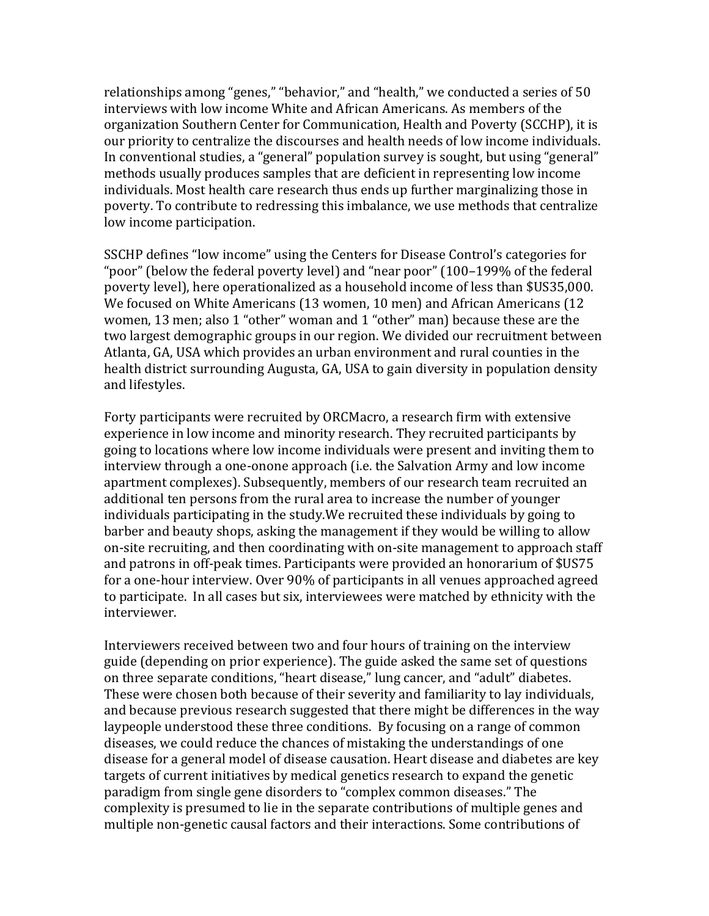relationships among "genes," "behavior," and "health," we conducted a series of 50 interviews with low income White and African Americans. As members of the organization Southern Center for Communication, Health and Poverty (SCCHP), it is our priority to centralize the discourses and health needs of low income individuals. In conventional studies, a "general" population survey is sought, but using "general" methods usually produces samples that are deficient in representing low income individuals. Most health care research thus ends up further marginalizing those in poverty. To contribute to redressing this imbalance, we use methods that centralize low income participation.

SSCHP defines "low income" using the Centers for Disease Control's categories for "poor" (below the federal poverty level) and "near poor" (100–199% of the federal poverty level), here operationalized as a household income of less than $US35,000. We focused on White Americans (13 women, 10 men) and African Americans (12 women, 13 men; also 1 "other" woman and 1 "other" man) because these are the two largest demographic groups in our region. We divided our recruitment between Atlanta, GA, USA which provides an urban environment and rural counties in the health district surrounding Augusta, GA, USA to gain diversity in population density and lifestyles.

Forty participants were recruited by ORCMacro, a research firm with extensive experience in low income and minority research. They recruited participants by going to locations where low income individuals were present and inviting them to interview through a one-onone approach (i.e. the Salvation Army and low income apartment complexes). Subsequently, members of our research team recruited an additional ten persons from the rural area to increase the number of younger individuals participating in the study.We recruited these individuals by going to barber and beauty shops, asking the management if they would be willing to allow on-site recruiting, and then coordinating with on-site management to approach staff and patrons in off-peak times. Participants were provided an honorarium of $US75 for a one-hour interview. Over 90% of participants in all venues approached agreed to participate. In all cases but six, interviewees were matched by ethnicity with the interviewer.

Interviewers received between two and four hours of training on the interview guide (depending on prior experience). The guide asked the same set of questions on three separate conditions, "heart disease," lung cancer, and "adult" diabetes. These were chosen both because of their severity and familiarity to lay individuals, and because previous research suggested that there might be differences in the way laypeople understood these three conditions. By focusing on a range of common diseases, we could reduce the chances of mistaking the understandings of one disease for a general model of disease causation. Heart disease and diabetes are key targets of current initiatives by medical genetics research to expand the genetic paradigm from single gene disorders to "complex common diseases." The complexity is presumed to lie in the separate contributions of multiple genes and multiple non-genetic causal factors and their interactions. Some contributions of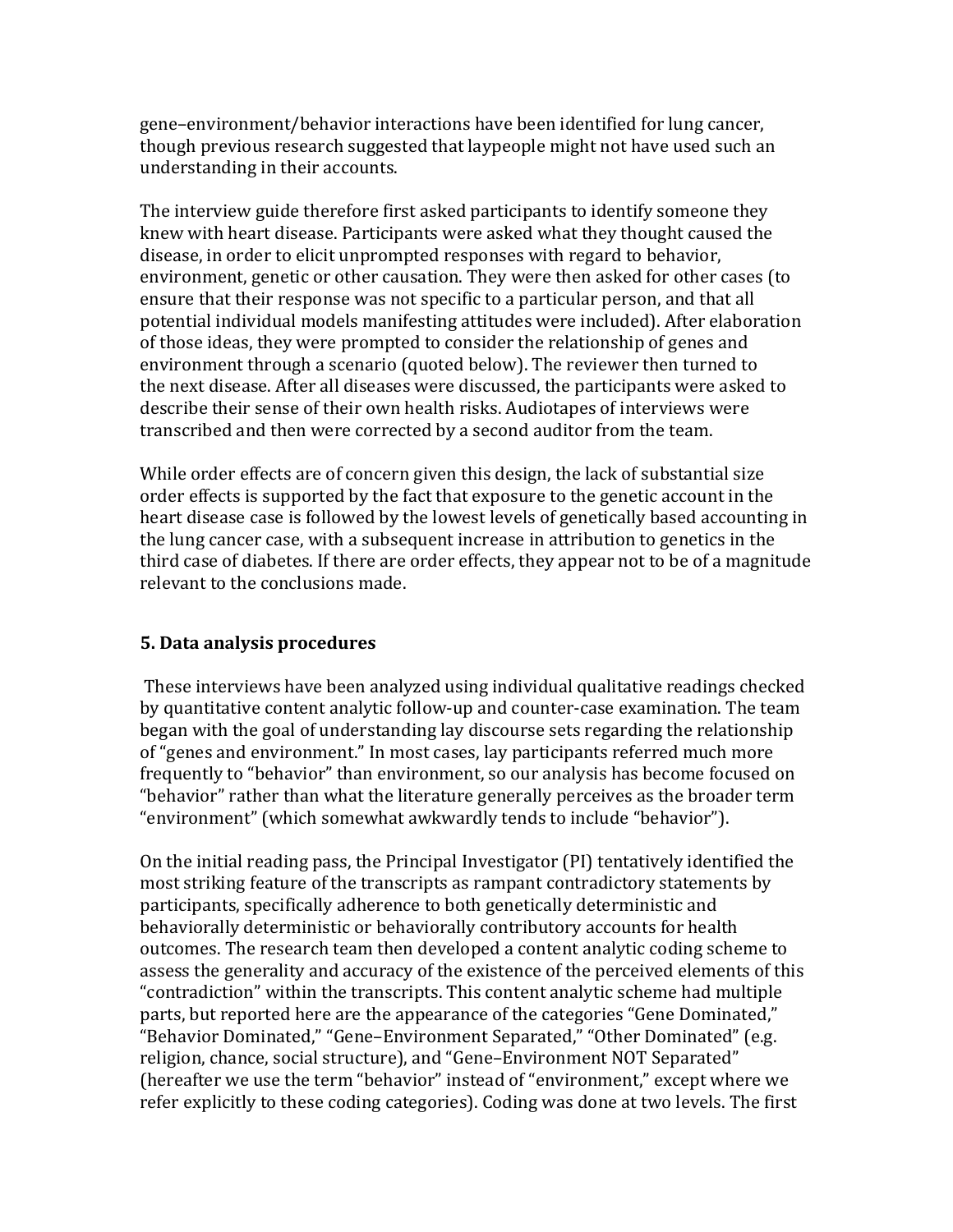gene–environment/behavior interactions have been identified for lung cancer, though previous research suggested that laypeople might not have used such an understanding in their accounts.

The interview guide therefore first asked participants to identify someone they knew with heart disease. Participants were asked what they thought caused the disease, in order to elicit unprompted responses with regard to behavior, environment, genetic or other causation. They were then asked for other cases (to ensure that their response was not specific to a particular person, and that all potential individual models manifesting attitudes were included). After elaboration of those ideas, they were prompted to consider the relationship of genes and environment through a scenario (quoted below). The reviewer then turned to the next disease. After all diseases were discussed, the participants were asked to describe their sense of their own health risks. Audiotapes of interviews were transcribed and then were corrected by a second auditor from the team.

While order effects are of concern given this design, the lack of substantial size order effects is supported by the fact that exposure to the genetic account in the heart disease case is followed by the lowest levels of genetically based accounting in the lung cancer case, with a subsequent increase in attribution to genetics in the third case of diabetes. If there are order effects, they appear not to be of a magnitude relevant to the conclusions made.

### 5. Data analysis procedures

These interviews have been analyzed using individual qualitative readings checked by quantitative content analytic follow-up and counter-case examination. The team began with the goal of understanding lay discourse sets regarding the relationship of "genes and environment." In most cases, lay participants referred much more frequently to "behavior" than environment, so our analysis has become focused on "behavior" rather than what the literature generally perceives as the broader term "environment" (which somewhat awkwardly tends to include "behavior").

On the initial reading pass, the Principal Investigator (PI) tentatively identified the most striking feature of the transcripts as rampant contradictory statements by participants, specifically adherence to both genetically deterministic and behaviorally deterministic or behaviorally contributory accounts for health outcomes. The research team then developed a content analytic coding scheme to assess the generality and accuracy of the existence of the perceived elements of this "contradiction" within the transcripts. This content analytic scheme had multiple parts, but reported here are the appearance of the categories "Gene Dominated," "Behavior Dominated," "Gene–Environment Separated," "Other Dominated" (e.g. religion, chance, social structure), and "Gene–Environment NOT Separated" (hereafter we use the term "behavior" instead of "environment," except where we refer explicitly to these coding categories). Coding was done at two levels. The first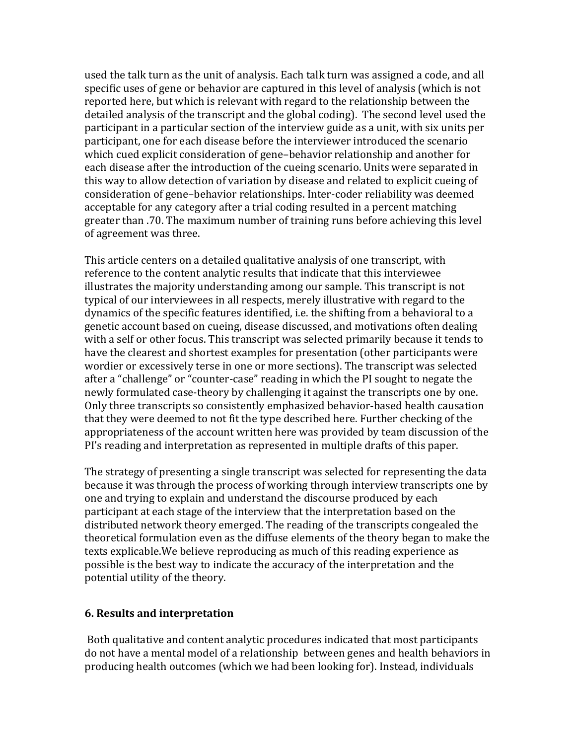used the talk turn as the unit of analysis. Each talk turn was assigned a code, and all specific uses of gene or behavior are captured in this level of analysis (which is not reported here, but which is relevant with regard to the relationship between the detailed analysis of the transcript and the global coding). The second level used the participant in a particular section of the interview guide as a unit, with six units per participant, one for each disease before the interviewer introduced the scenario which cued explicit consideration of gene–behavior relationship and another for each disease after the introduction of the cueing scenario. Units were separated in this way to allow detection of variation by disease and related to explicit cueing of consideration of gene–behavior relationships. Inter-coder reliability was deemed acceptable for any category after a trial coding resulted in a percent matching greater than .70. The maximum number of training runs before achieving this level of agreement was three.

This article centers on a detailed qualitative analysis of one transcript, with reference to the content analytic results that indicate that this interviewee illustrates the majority understanding among our sample. This transcript is not typical of our interviewees in all respects, merely illustrative with regard to the dynamics of the specific features identified, i.e. the shifting from a behavioral to a genetic account based on cueing, disease discussed, and motivations often dealing with a self or other focus. This transcript was selected primarily because it tends to have the clearest and shortest examples for presentation (other participants were wordier or excessively terse in one or more sections). The transcript was selected after a "challenge" or "counter-case" reading in which the PI sought to negate the newly formulated case-theory by challenging it against the transcripts one by one. Only three transcripts so consistently emphasized behavior-based health causation that they were deemed to not fit the type described here. Further checking of the appropriateness of the account written here was provided by team discussion of the PI's reading and interpretation as represented in multiple drafts of this paper.

The strategy of presenting a single transcript was selected for representing the data because it was through the process of working through interview transcripts one by one and trying to explain and understand the discourse produced by each participant at each stage of the interview that the interpretation based on the distributed network theory emerged. The reading of the transcripts congealed the theoretical formulation even as the diffuse elements of the theory began to make the texts explicable.We believe reproducing as much of this reading experience as possible is the best way to indicate the accuracy of the interpretation and the potential utility of the theory.

## 6. Results and interpretation

Both qualitative and content analytic procedures indicated that most participants do not have a mental model of a relationship between genes and health behaviors in producing health outcomes (which we had been looking for). Instead, individuals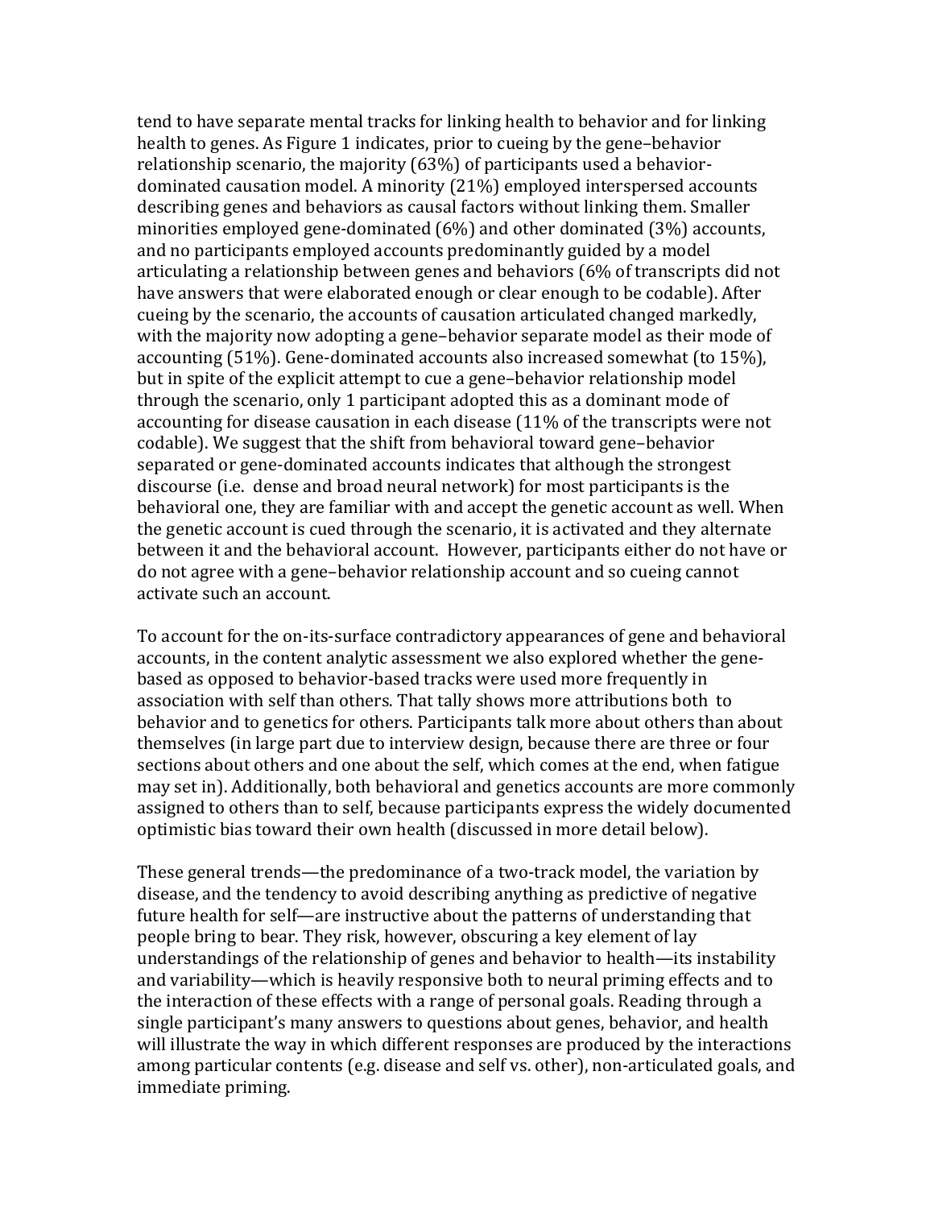tend to have separate mental tracks for linking health to behavior and for linking health to genes. As Figure 1 indicates, prior to cueing by the gene–behavior relationship scenario, the majority (63%) of participants used a behavior-dominated causation model. A minority (21%) employed interspersed accounts describing genes and behaviors as causal factors without linking them. Smaller minorities employed gene-dominated (6%) and other dominated (3%) accounts, and no participants employed accounts predominantly guided by a model articulating a relationship between genes and behaviors (6% of transcripts did not have answers that were elaborated enough or clear enough to be codable). After cueing by the scenario, the accounts of causation articulated changed markedly, with the majority now adopting a gene–behavior separate model as their mode of accounting (51%). Gene-dominated accounts also increased somewhat (to 15%), but in spite of the explicit attempt to cue a gene–behavior relationship model through the scenario, only 1 participant adopted this as a dominant mode of accounting for disease causation in each disease (11% of the transcripts were not codable). We suggest that the shift from behavioral toward gene–behavior separated or gene-dominated accounts indicates that although the strongest discourse (i.e. dense and broad neural network) for most participants is the behavioral one, they are familiar with and accept the genetic account as well. When the genetic account is cued through the scenario, it is activated and they alternate between it and the behavioral account. However, participants either do not have or do not agree with a gene–behavior relationship account and so cueing cannot activate such an account.

To account for the on-its-surface contradictory appearances of gene and behavioral accounts, in the content analytic assessment we also explored whether the gene-based as opposed to behavior-based tracks were used more frequently in association with self than others. That tally shows more attributions both to behavior and to genetics for others. Participants talk more about others than about themselves (in large part due to interview design, because there are three or four sections about others and one about the self, which comes at the end, when fatigue may set in). Additionally, both behavioral and genetics accounts are more commonly assigned to others than to self, because participants express the widely documented optimistic bias toward their own health (discussed in more detail below).

These general trends—the predominance of a two-track model, the variation by disease, and the tendency to avoid describing anything as predictive of negative future health for self—are instructive about the patterns of understanding that people bring to bear. They risk, however, obscuring a key element of lay understandings of the relationship of genes and behavior to health—its instability and variability—which is heavily responsive both to neural priming effects and to the interaction of these effects with a range of personal goals. Reading through a single participant's many answers to questions about genes, behavior, and health will illustrate the way in which different responses are produced by the interactions among particular contents (e.g. disease and self vs. other), non-articulated goals, and immediate priming.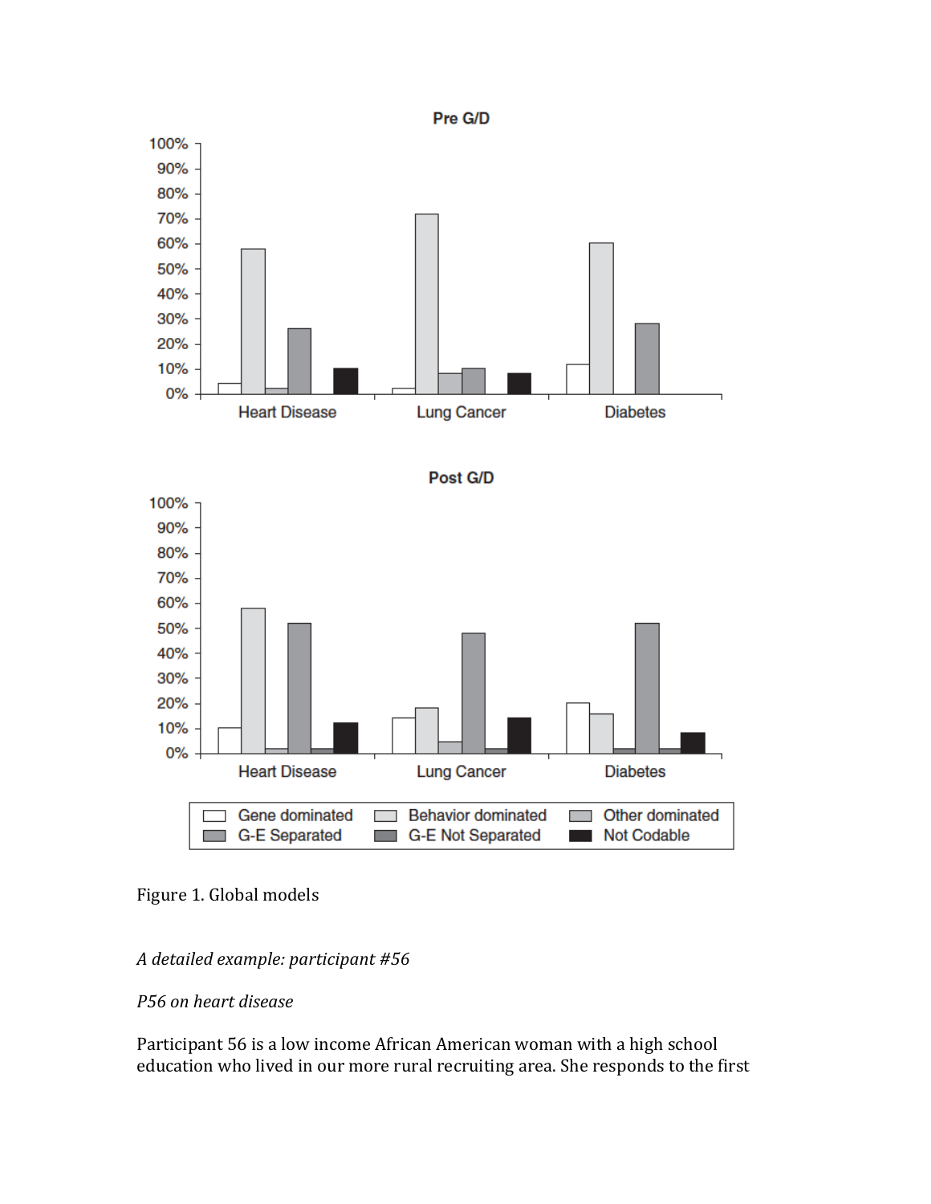Figure 1. Global models

*A detailed example: participant #56*

*P56 on heart disease*

Participant 56 is a low income African American woman with a high school education who lived in our more rural recruiting area. She responds to the first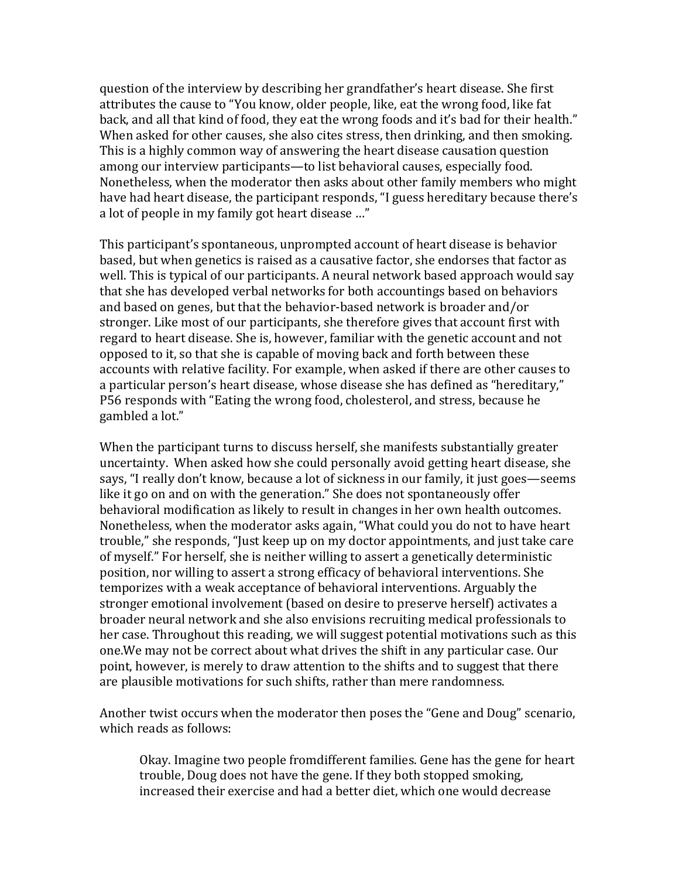question of the interview by describing her grandfather's heart disease. She first attributes the cause to "You know, older people, like, eat the wrong food, like fat back, and all that kind of food, they eat the wrong foods and it's bad for their health." When asked for other causes, she also cites stress, then drinking, and then smoking. This is a highly common way of answering the heart disease causation question among our interview participants—to list behavioral causes, especially food. Nonetheless, when the moderator then asks about other family members who might have had heart disease, the participant responds, "I guess hereditary because there's a lot of people in my family got heart disease …"

This participant's spontaneous, unprompted account of heart disease is behavior based, but when genetics is raised as a causative factor, she endorses that factor as well. This is typical of our participants. A neural network based approach would say that she has developed verbal networks for both accountings based on behaviors and based on genes, but that the behavior-based network is broader and/or stronger. Like most of our participants, she therefore gives that account first with regard to heart disease. She is, however, familiar with the genetic account and not opposed to it, so that she is capable of moving back and forth between these accounts with relative facility. For example, when asked if there are other causes to a particular person's heart disease, whose disease she has defined as "hereditary," P56 responds with "Eating the wrong food, cholesterol, and stress, because he gambled a lot."

When the participant turns to discuss herself, she manifests substantially greater uncertainty. When asked how she could personally avoid getting heart disease, she says, "I really don't know, because a lot of sickness in our family, it just goes—seems like it go on and on with the generation." She does not spontaneously offer behavioral modification as likely to result in changes in her own health outcomes. Nonetheless, when the moderator asks again, "What could you do not to have heart trouble," she responds, "Just keep up on my doctor appointments, and just take care of myself." For herself, she is neither willing to assert a genetically deterministic position, nor willing to assert a strong efficacy of behavioral interventions. She temporizes with a weak acceptance of behavioral interventions. Arguably the stronger emotional involvement (based on desire to preserve herself) activates a broader neural network and she also envisions recruiting medical professionals to her case. Throughout this reading, we will suggest potential motivations such as this one.We may not be correct about what drives the shift in any particular case. Our point, however, is merely to draw attention to the shifts and to suggest that there are plausible motivations for such shifts, rather than mere randomness.

Another twist occurs when the moderator then poses the "Gene and Doug" scenario, which reads as follows:

> Okay. Imagine two people fromdifferent families. Gene has the gene for heart trouble, Doug does not have the gene. If they both stopped smoking, increased their exercise and had a better diet, which one would decrease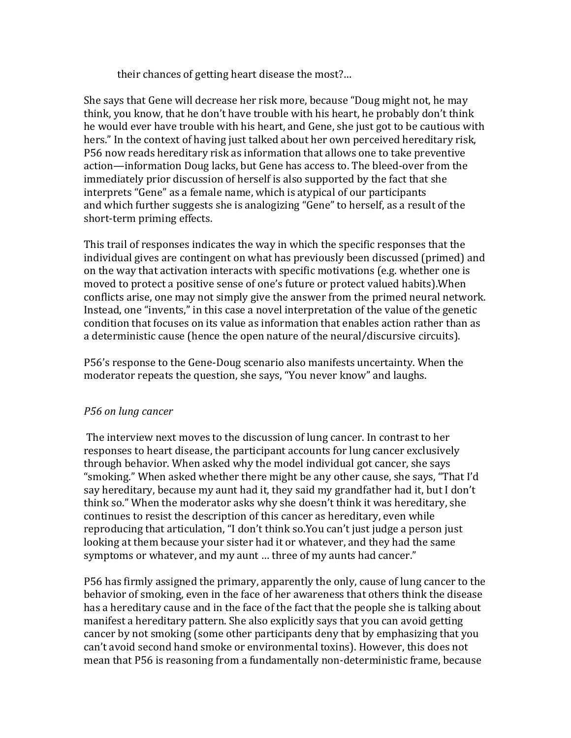their chances of getting heart disease the most?…

She says that Gene will decrease her risk more, because "Doug might not, he may think, you know, that he don't have trouble with his heart, he probably don't think he would ever have trouble with his heart, and Gene, she just got to be cautious with hers." In the context of having just talked about her own perceived hereditary risk, P56 now reads hereditary risk as information that allows one to take preventive action—information Doug lacks, but Gene has access to. The bleed-over from the immediately prior discussion of herself is also supported by the fact that she interprets "Gene" as a female name, which is atypical of our participants and which further suggests she is analogizing "Gene" to herself, as a result of the short-term priming effects.

This trail of responses indicates the way in which the specific responses that the individual gives are contingent on what has previously been discussed (primed) and on the way that activation interacts with specific motivations (e.g. whether one is moved to protect a positive sense of one's future or protect valued habits).When conflicts arise, one may not simply give the answer from the primed neural network. Instead, one "invents," in this case a novel interpretation of the value of the genetic condition that focuses on its value as information that enables action rather than as a deterministic cause (hence the open nature of the neural/discursive circuits).

P56's response to the Gene-Doug scenario also manifests uncertainty. When the moderator repeats the question, she says, "You never know" and laughs.

*P56 on lung cancer*

The interview next moves to the discussion of lung cancer. In contrast to her responses to heart disease, the participant accounts for lung cancer exclusively through behavior. When asked why the model individual got cancer, she says "smoking." When asked whether there might be any other cause, she says, "That I'd say hereditary, because my aunt had it, they said my grandfather had it, but I don't think so." When the moderator asks why she doesn't think it was hereditary, she continues to resist the description of this cancer as hereditary, even while reproducing that articulation, "I don't think so.You can't just judge a person just looking at them because your sister had it or whatever, and they had the same symptoms or whatever, and my aunt … three of my aunts had cancer."

P56 has firmly assigned the primary, apparently the only, cause of lung cancer to the behavior of smoking, even in the face of her awareness that others think the disease has a hereditary cause and in the face of the fact that the people she is talking about manifest a hereditary pattern. She also explicitly says that you can avoid getting cancer by not smoking (some other participants deny that by emphasizing that you can't avoid second hand smoke or environmental toxins). However, this does not mean that P56 is reasoning from a fundamentally non-deterministic frame, because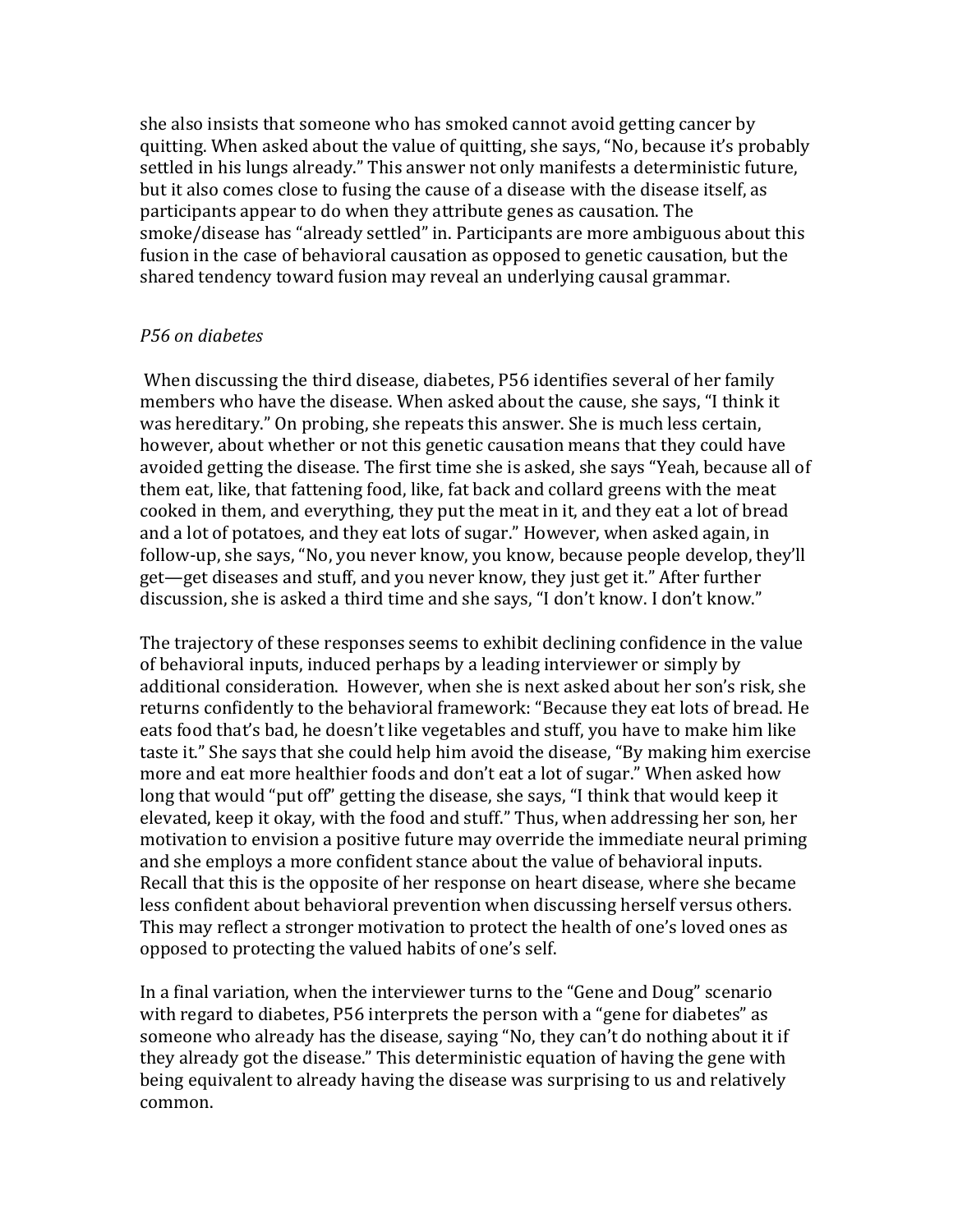she also insists that someone who has smoked cannot avoid getting cancer by quitting. When asked about the value of quitting, she says, "No, because it's probably settled in his lungs already." This answer not only manifests a deterministic future, but it also comes close to fusing the cause of a disease with the disease itself, as participants appear to do when they attribute genes as causation. The smoke/disease has "already settled" in. Participants are more ambiguous about this fusion in the case of behavioral causation as opposed to genetic causation, but the shared tendency toward fusion may reveal an underlying causal grammar.

*P56 on diabetes*

When discussing the third disease, diabetes, P56 identifies several of her family members who have the disease. When asked about the cause, she says, "I think it was hereditary." On probing, she repeats this answer. She is much less certain, however, about whether or not this genetic causation means that they could have avoided getting the disease. The first time she is asked, she says "Yeah, because all of them eat, like, that fattening food, like, fat back and collard greens with the meat cooked in them, and everything, they put the meat in it, and they eat a lot of bread and a lot of potatoes, and they eat lots of sugar." However, when asked again, in follow-up, she says, "No, you never know, you know, because people develop, they'll get—get diseases and stuff, and you never know, they just get it." After further discussion, she is asked a third time and she says, "I don't know. I don't know."

The trajectory of these responses seems to exhibit declining confidence in the value of behavioral inputs, induced perhaps by a leading interviewer or simply by additional consideration. However, when she is next asked about her son's risk, she returns confidently to the behavioral framework: "Because they eat lots of bread. He eats food that's bad, he doesn't like vegetables and stuff, you have to make him like taste it." She says that she could help him avoid the disease, "By making him exercise more and eat more healthier foods and don't eat a lot of sugar." When asked how long that would "put off" getting the disease, she says, "I think that would keep it elevated, keep it okay, with the food and stuff." Thus, when addressing her son, her motivation to envision a positive future may override the immediate neural priming and she employs a more confident stance about the value of behavioral inputs. Recall that this is the opposite of her response on heart disease, where she became less confident about behavioral prevention when discussing herself versus others. This may reflect a stronger motivation to protect the health of one's loved ones as opposed to protecting the valued habits of one's self.

In a final variation, when the interviewer turns to the "Gene and Doug" scenario with regard to diabetes, P56 interprets the person with a "gene for diabetes" as someone who already has the disease, saying "No, they can't do nothing about it if they already got the disease." This deterministic equation of having the gene with being equivalent to already having the disease was surprising to us and relatively common.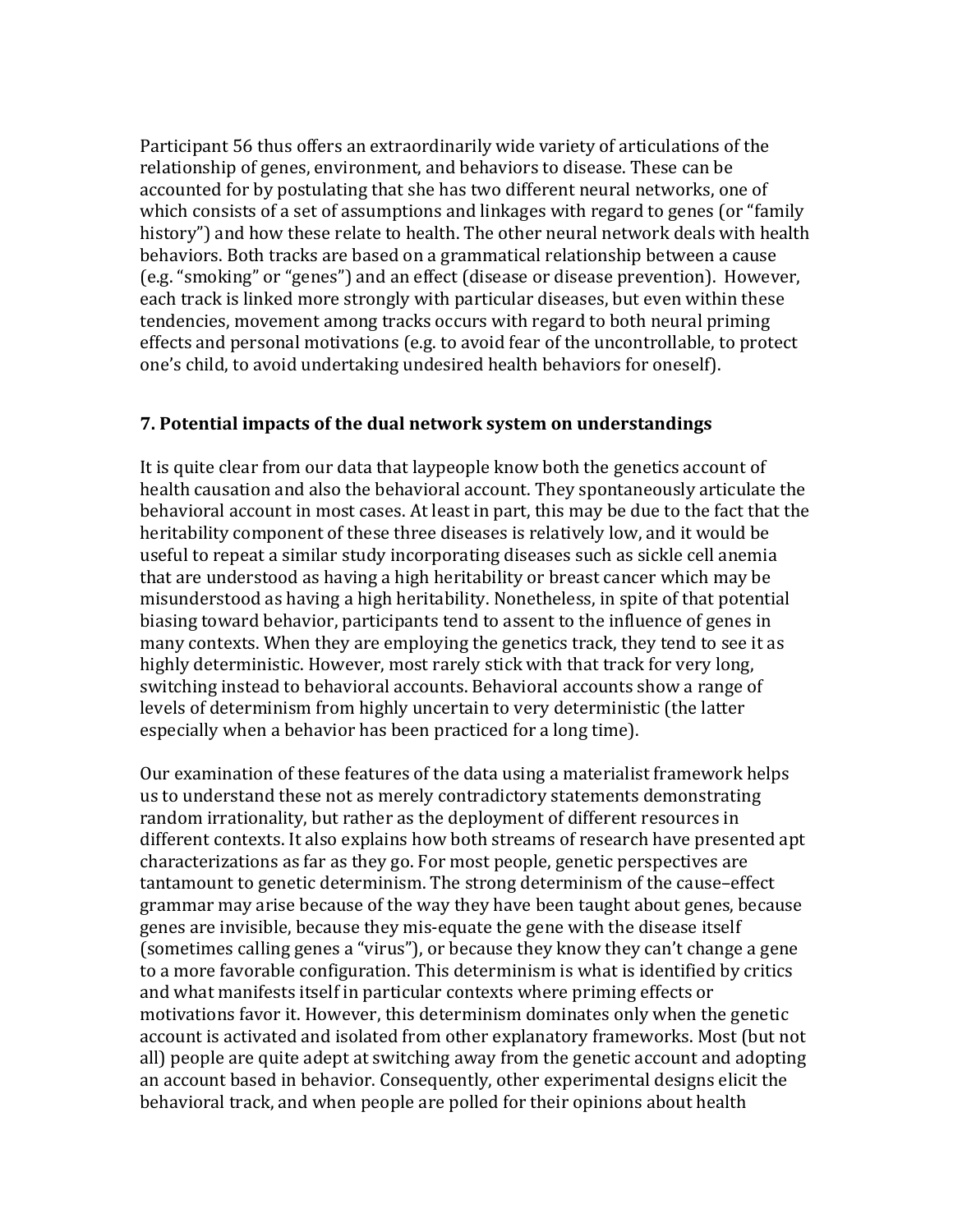Participant 56 thus offers an extraordinarily wide variety of articulations of the relationship of genes, environment, and behaviors to disease. These can be accounted for by postulating that she has two different neural networks, one of which consists of a set of assumptions and linkages with regard to genes (or "family history") and how these relate to health. The other neural network deals with health behaviors. Both tracks are based on a grammatical relationship between a cause (e.g. "smoking" or "genes") and an effect (disease or disease prevention). However, each track is linked more strongly with particular diseases, but even within these tendencies, movement among tracks occurs with regard to both neural priming effects and personal motivations (e.g. to avoid fear of the uncontrollable, to protect one's child, to avoid undertaking undesired health behaviors for oneself).

## 7. Potential impacts of the dual network system on understandings

It is quite clear from our data that laypeople know both the genetics account of health causation and also the behavioral account. They spontaneously articulate the behavioral account in most cases. At least in part, this may be due to the fact that the heritability component of these three diseases is relatively low, and it would be useful to repeat a similar study incorporating diseases such as sickle cell anemia that are understood as having a high heritability or breast cancer which may be misunderstood as having a high heritability. Nonetheless, in spite of that potential biasing toward behavior, participants tend to assent to the influence of genes in many contexts. When they are employing the genetics track, they tend to see it as highly deterministic. However, most rarely stick with that track for very long, switching instead to behavioral accounts. Behavioral accounts show a range of levels of determinism from highly uncertain to very deterministic (the latter especially when a behavior has been practiced for a long time).

Our examination of these features of the data using a materialist framework helps us to understand these not as merely contradictory statements demonstrating random irrationality, but rather as the deployment of different resources in different contexts. It also explains how both streams of research have presented apt characterizations as far as they go. For most people, genetic perspectives are tantamount to genetic determinism. The strong determinism of the cause–effect grammar may arise because of the way they have been taught about genes, because genes are invisible, because they mis-equate the gene with the disease itself (sometimes calling genes a "virus"), or because they know they can't change a gene to a more favorable configuration. This determinism is what is identified by critics and what manifests itself in particular contexts where priming effects or motivations favor it. However, this determinism dominates only when the genetic account is activated and isolated from other explanatory frameworks. Most (but not all) people are quite adept at switching away from the genetic account and adopting an account based in behavior. Consequently, other experimental designs elicit the behavioral track, and when people are polled for their opinions about health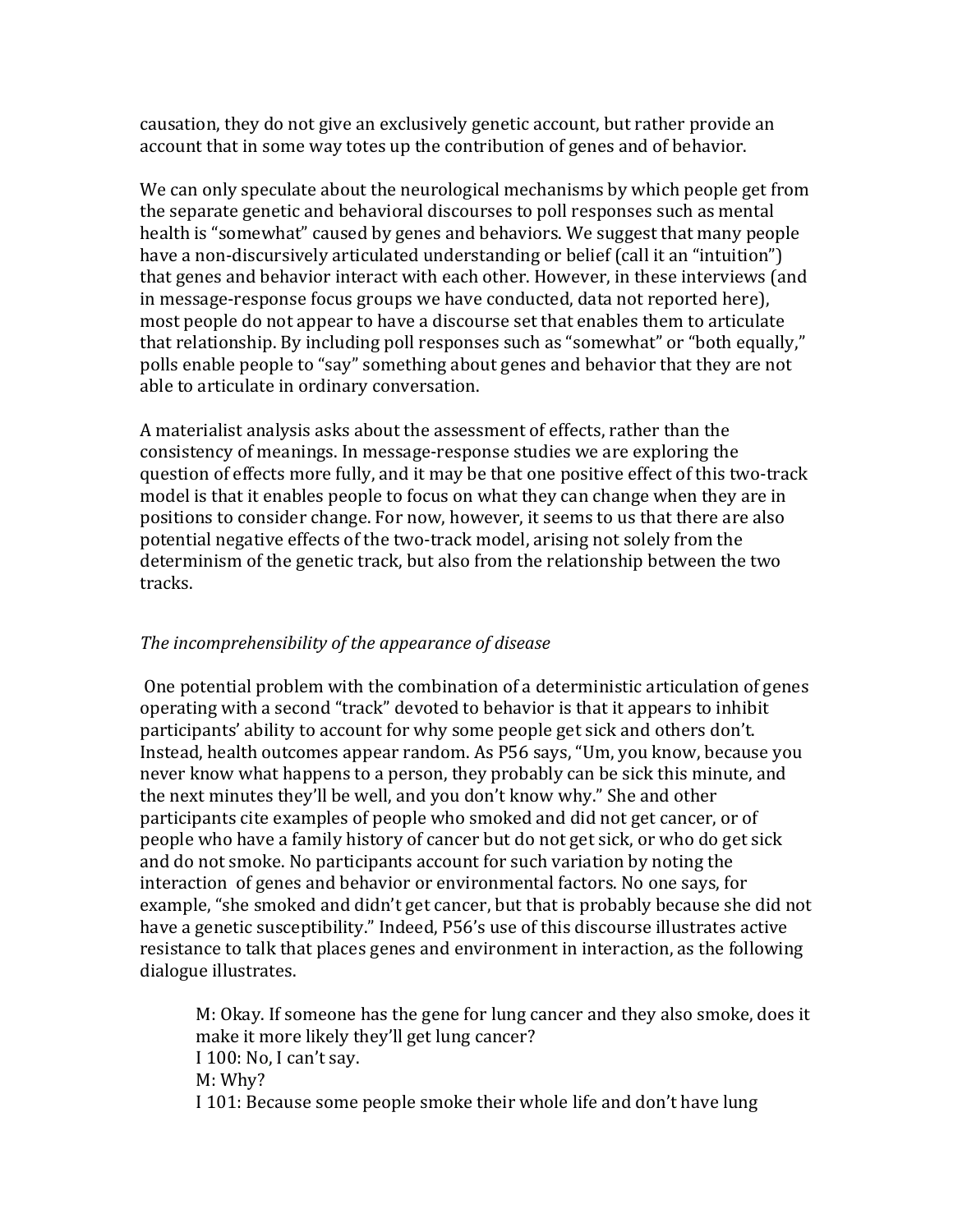causation, they do not give an exclusively genetic account, but rather provide an account that in some way totes up the contribution of genes and of behavior.

We can only speculate about the neurological mechanisms by which people get from the separate genetic and behavioral discourses to poll responses such as mental health is "somewhat" caused by genes and behaviors. We suggest that many people have a non-discursively articulated understanding or belief (call it an "intuition") that genes and behavior interact with each other. However, in these interviews (and in message-response focus groups we have conducted, data not reported here), most people do not appear to have a discourse set that enables them to articulate that relationship. By including poll responses such as "somewhat" or "both equally," polls enable people to "say" something about genes and behavior that they are not able to articulate in ordinary conversation.

A materialist analysis asks about the assessment of effects, rather than the consistency of meanings. In message-response studies we are exploring the question of effects more fully, and it may be that one positive effect of this two-track model is that it enables people to focus on what they can change when they are in positions to consider change. For now, however, it seems to us that there are also potential negative effects of the two-track model, arising not solely from the determinism of the genetic track, but also from the relationship between the two tracks.

*The incomprehensibility of the appearance of disease*

One potential problem with the combination of a deterministic articulation of genes operating with a second "track" devoted to behavior is that it appears to inhibit participants' ability to account for why some people get sick and others don't. Instead, health outcomes appear random. As P56 says, "Um, you know, because you never know what happens to a person, they probably can be sick this minute, and the next minutes they'll be well, and you don't know why." She and other participants cite examples of people who smoked and did not get cancer, or of people who have a family history of cancer but do not get sick, or who do get sick and do not smoke. No participants account for such variation by noting the interaction of genes and behavior or environmental factors. No one says, for example, "she smoked and didn't get cancer, but that is probably because she did not have a genetic susceptibility." Indeed, P56's use of this discourse illustrates active resistance to talk that places genes and environment in interaction, as the following dialogue illustrates.

> M: Okay. If someone has the gene for lung cancer and they also smoke, does it make it more likely they'll get lung cancer?
> I 100: No, I can't say.
> M: Why?
> I 101: Because some people smoke their whole life and don't have lung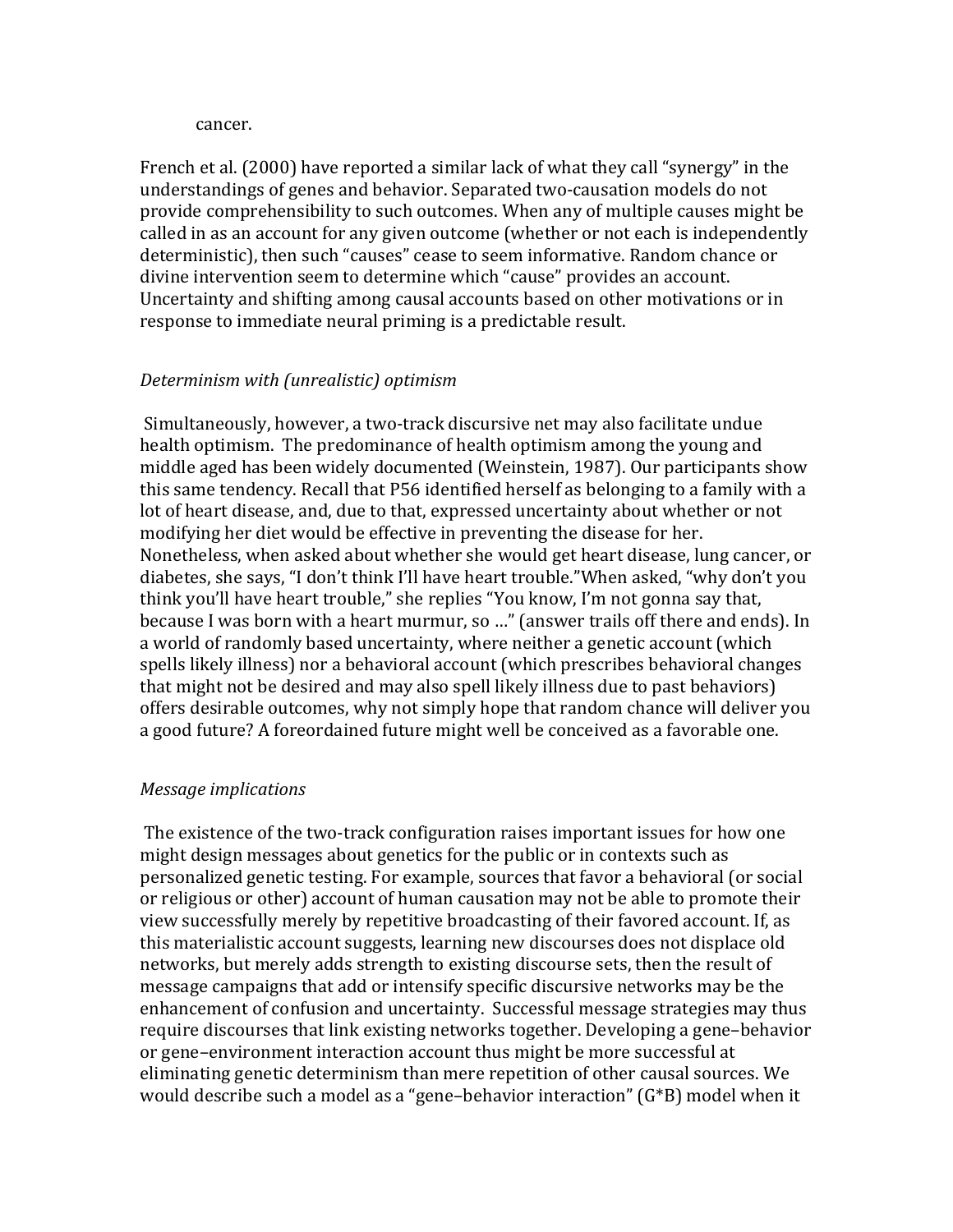cancer.

French et al. (2000) have reported a similar lack of what they call "synergy" in the understandings of genes and behavior. Separated two-causation models do not provide comprehensibility to such outcomes. When any of multiple causes might be called in as an account for any given outcome (whether or not each is independently deterministic), then such "causes" cease to seem informative. Random chance or divine intervention seem to determine which "cause" provides an account. Uncertainty and shifting among causal accounts based on other motivations or in response to immediate neural priming is a predictable result.

*Determinism with (unrealistic) optimism*

Simultaneously, however, a two-track discursive net may also facilitate undue health optimism. The predominance of health optimism among the young and middle aged has been widely documented (Weinstein, 1987). Our participants show this same tendency. Recall that P56 identified herself as belonging to a family with a lot of heart disease, and, due to that, expressed uncertainty about whether or not modifying her diet would be effective in preventing the disease for her. Nonetheless, when asked about whether she would get heart disease, lung cancer, or diabetes, she says, "I don't think I'll have heart trouble."When asked, "why don't you think you'll have heart trouble," she replies "You know, I'm not gonna say that, because I was born with a heart murmur, so …" (answer trails off there and ends). In a world of randomly based uncertainty, where neither a genetic account (which spells likely illness) nor a behavioral account (which prescribes behavioral changes that might not be desired and may also spell likely illness due to past behaviors) offers desirable outcomes, why not simply hope that random chance will deliver you a good future? A foreordained future might well be conceived as a favorable one.

*Message implications*

The existence of the two-track configuration raises important issues for how one might design messages about genetics for the public or in contexts such as personalized genetic testing. For example, sources that favor a behavioral (or social or religious or other) account of human causation may not be able to promote their view successfully merely by repetitive broadcasting of their favored account. If, as this materialistic account suggests, learning new discourses does not displace old networks, but merely adds strength to existing discourse sets, then the result of message campaigns that add or intensify specific discursive networks may be the enhancement of confusion and uncertainty. Successful message strategies may thus require discourses that link existing networks together. Developing a gene–behavior or gene–environment interaction account thus might be more successful at eliminating genetic determinism than mere repetition of other causal sources. We would describe such a model as a "gene–behavior interaction" (G*B) model when it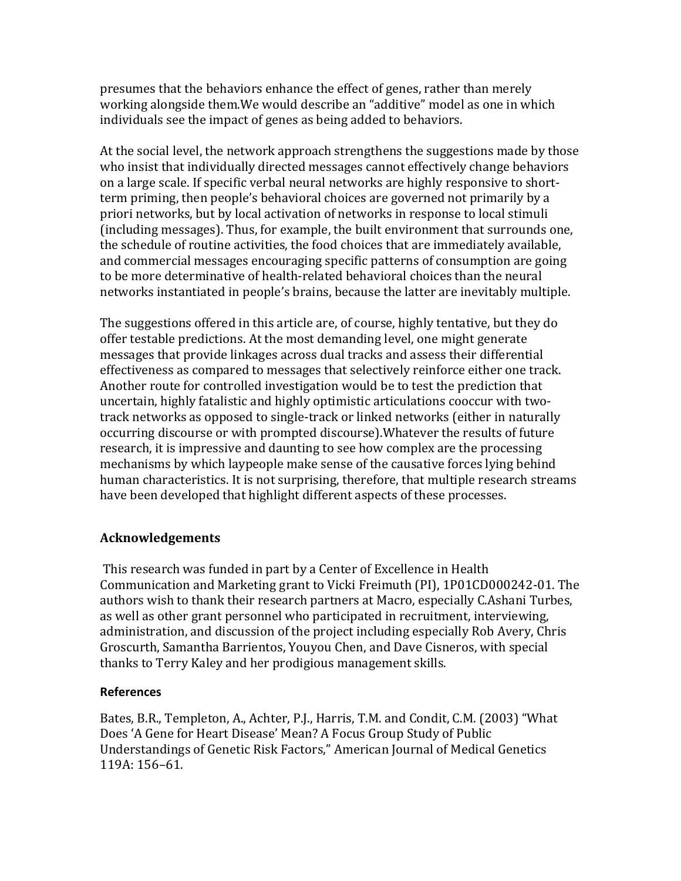presumes that the behaviors enhance the effect of genes, rather than merely working alongside them.We would describe an "additive" model as one in which individuals see the impact of genes as being added to behaviors.

At the social level, the network approach strengthens the suggestions made by those who insist that individually directed messages cannot effectively change behaviors on a large scale. If specific verbal neural networks are highly responsive to short-term priming, then people's behavioral choices are governed not primarily by a priori networks, but by local activation of networks in response to local stimuli (including messages). Thus, for example, the built environment that surrounds one, the schedule of routine activities, the food choices that are immediately available, and commercial messages encouraging specific patterns of consumption are going to be more determinative of health-related behavioral choices than the neural networks instantiated in people's brains, because the latter are inevitably multiple.

The suggestions offered in this article are, of course, highly tentative, but they do offer testable predictions. At the most demanding level, one might generate messages that provide linkages across dual tracks and assess their differential effectiveness as compared to messages that selectively reinforce either one track. Another route for controlled investigation would be to test the prediction that uncertain, highly fatalistic and highly optimistic articulations cooccur with two-track networks as opposed to single-track or linked networks (either in naturally occurring discourse or with prompted discourse).Whatever the results of future research, it is impressive and daunting to see how complex are the processing mechanisms by which laypeople make sense of the causative forces lying behind human characteristics. It is not surprising, therefore, that multiple research streams have been developed that highlight different aspects of these processes.

## Acknowledgements

This research was funded in part by a Center of Excellence in Health Communication and Marketing grant to Vicki Freimuth (PI), 1P01CD000242-01. The authors wish to thank their research partners at Macro, especially C.Ashani Turbes, as well as other grant personnel who participated in recruitment, interviewing, administration, and discussion of the project including especially Rob Avery, Chris Groscurth, Samantha Barrientos, Youyou Chen, and Dave Cisneros, with special thanks to Terry Kaley and her prodigious management skills.

### References

Bates, B.R., Templeton, A., Achter, P.J., Harris, T.M. and Condit, C.M. (2003) "What Does 'A Gene for Heart Disease' Mean? A Focus Group Study of Public Understandings of Genetic Risk Factors," American Journal of Medical Genetics 119A: 156–61.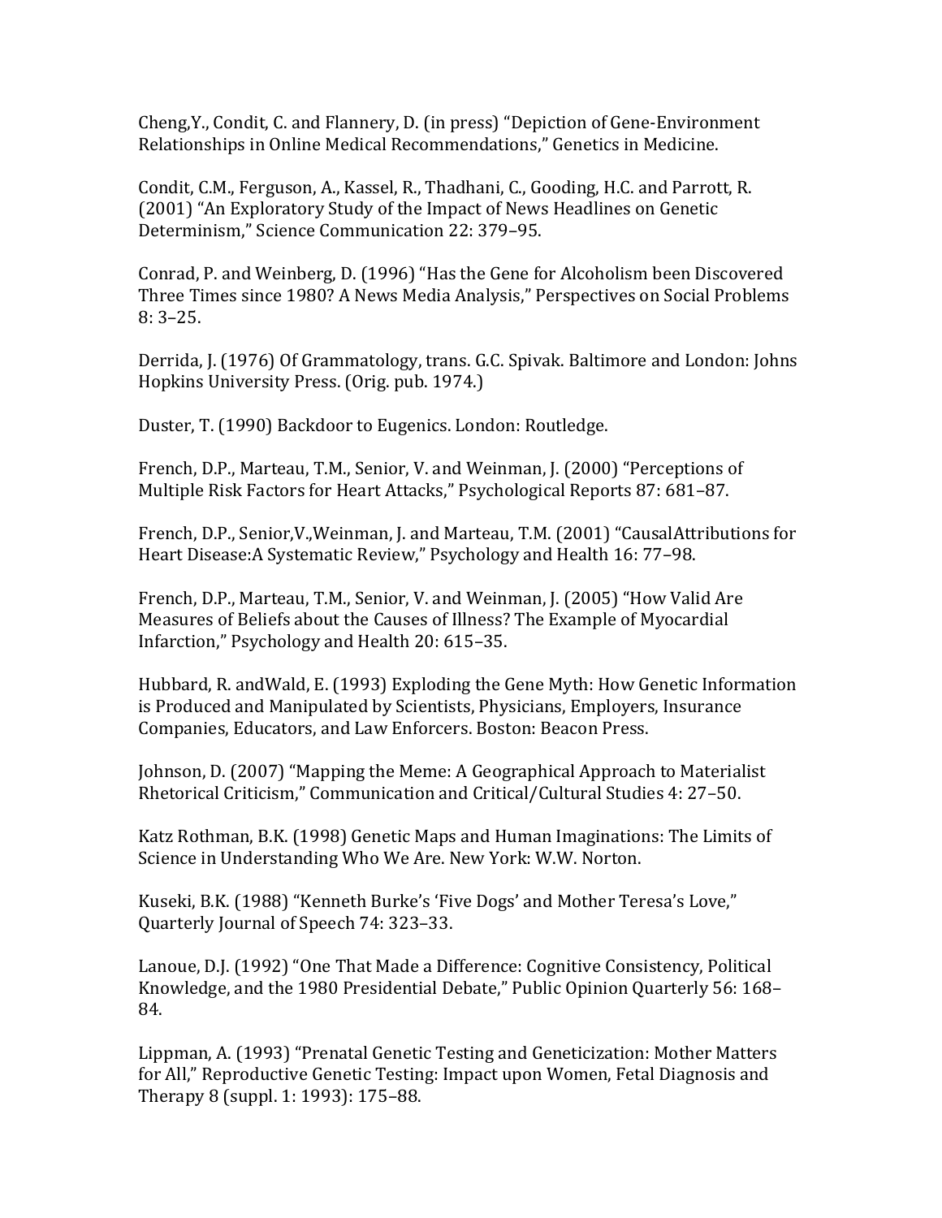Cheng,Y., Condit, C. and Flannery, D. (in press) "Depiction of Gene-Environment Relationships in Online Medical Recommendations," Genetics in Medicine.

Condit, C.M., Ferguson, A., Kassel, R., Thadhani, C., Gooding, H.C. and Parrott, R. (2001) "An Exploratory Study of the Impact of News Headlines on Genetic Determinism," Science Communication 22: 379–95.

Conrad, P. and Weinberg, D. (1996) "Has the Gene for Alcoholism been Discovered Three Times since 1980? A News Media Analysis," Perspectives on Social Problems 8: 3–25.

Derrida, J. (1976) Of Grammatology, trans. G.C. Spivak. Baltimore and London: Johns Hopkins University Press. (Orig. pub. 1974.)

Duster, T. (1990) Backdoor to Eugenics. London: Routledge.

French, D.P., Marteau, T.M., Senior, V. and Weinman, J. (2000) "Perceptions of Multiple Risk Factors for Heart Attacks," Psychological Reports 87: 681–87.

French, D.P., Senior,V.,Weinman, J. and Marteau, T.M. (2001) "CausalAttributions for Heart Disease:A Systematic Review," Psychology and Health 16: 77–98.

French, D.P., Marteau, T.M., Senior, V. and Weinman, J. (2005) "How Valid Are Measures of Beliefs about the Causes of Illness? The Example of Myocardial Infarction," Psychology and Health 20: 615–35.

Hubbard, R. andWald, E. (1993) Exploding the Gene Myth: How Genetic Information is Produced and Manipulated by Scientists, Physicians, Employers, Insurance Companies, Educators, and Law Enforcers. Boston: Beacon Press.

Johnson, D. (2007) "Mapping the Meme: A Geographical Approach to Materialist Rhetorical Criticism," Communication and Critical/Cultural Studies 4: 27–50.

Katz Rothman, B.K. (1998) Genetic Maps and Human Imaginations: The Limits of Science in Understanding Who We Are. New York: W.W. Norton.

Kuseki, B.K. (1988) "Kenneth Burke's 'Five Dogs' and Mother Teresa's Love," Quarterly Journal of Speech 74: 323–33.

Lanoue, D.J. (1992) "One That Made a Difference: Cognitive Consistency, Political Knowledge, and the 1980 Presidential Debate," Public Opinion Quarterly 56: 168–84.

Lippman, A. (1993) "Prenatal Genetic Testing and Geneticization: Mother Matters for All," Reproductive Genetic Testing: Impact upon Women, Fetal Diagnosis and Therapy 8 (suppl. 1: 1993): 175–88.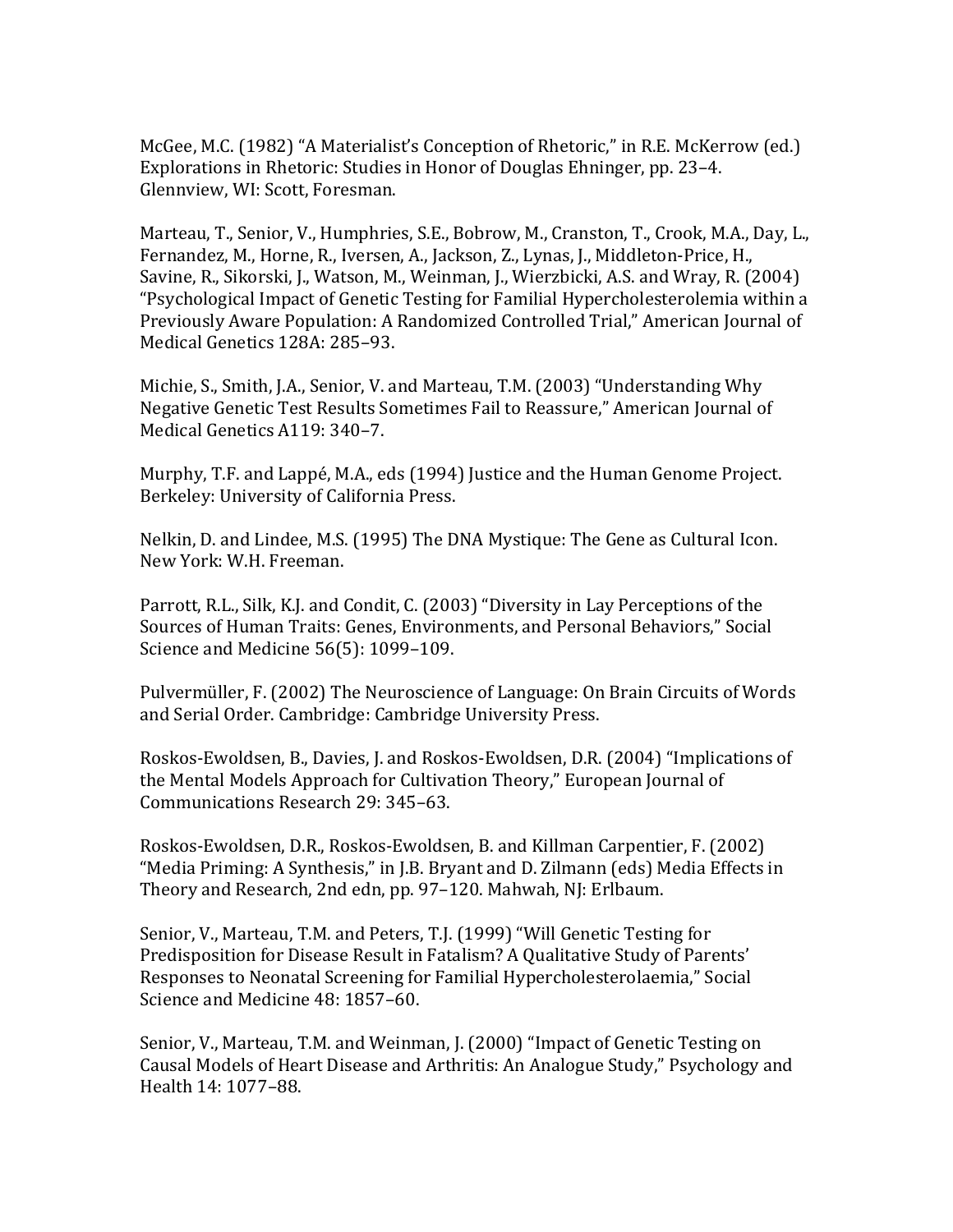McGee, M.C. (1982) "A Materialist's Conception of Rhetoric," in R.E. McKerrow (ed.) Explorations in Rhetoric: Studies in Honor of Douglas Ehninger, pp. 23–4. Glennview, WI: Scott, Foresman.

Marteau, T., Senior, V., Humphries, S.E., Bobrow, M., Cranston, T., Crook, M.A., Day, L., Fernandez, M., Horne, R., Iversen, A., Jackson, Z., Lynas, J., Middleton-Price, H., Savine, R., Sikorski, J., Watson, M., Weinman, J., Wierzbicki, A.S. and Wray, R. (2004) "Psychological Impact of Genetic Testing for Familial Hypercholesterolemia within a Previously Aware Population: A Randomized Controlled Trial," American Journal of Medical Genetics 128A: 285–93.

Michie, S., Smith, J.A., Senior, V. and Marteau, T.M. (2003) "Understanding Why Negative Genetic Test Results Sometimes Fail to Reassure," American Journal of Medical Genetics A119: 340–7.

Murphy, T.F. and Lappé, M.A., eds (1994) Justice and the Human Genome Project. Berkeley: University of California Press.

Nelkin, D. and Lindee, M.S. (1995) The DNA Mystique: The Gene as Cultural Icon. New York: W.H. Freeman.

Parrott, R.L., Silk, K.J. and Condit, C. (2003) "Diversity in Lay Perceptions of the Sources of Human Traits: Genes, Environments, and Personal Behaviors," Social Science and Medicine 56(5): 1099–109.

Pulvermüller, F. (2002) The Neuroscience of Language: On Brain Circuits of Words and Serial Order. Cambridge: Cambridge University Press.

Roskos-Ewoldsen, B., Davies, J. and Roskos-Ewoldsen, D.R. (2004) "Implications of the Mental Models Approach for Cultivation Theory," European Journal of Communications Research 29: 345–63.

Roskos-Ewoldsen, D.R., Roskos-Ewoldsen, B. and Killman Carpentier, F. (2002) "Media Priming: A Synthesis," in J.B. Bryant and D. Zilmann (eds) Media Effects in Theory and Research, 2nd edn, pp. 97–120. Mahwah, NJ: Erlbaum.

Senior, V., Marteau, T.M. and Peters, T.J. (1999) "Will Genetic Testing for Predisposition for Disease Result in Fatalism? A Qualitative Study of Parents' Responses to Neonatal Screening for Familial Hypercholesterolaemia," Social Science and Medicine 48: 1857–60.

Senior, V., Marteau, T.M. and Weinman, J. (2000) "Impact of Genetic Testing on Causal Models of Heart Disease and Arthritis: An Analogue Study," Psychology and Health 14: 1077–88.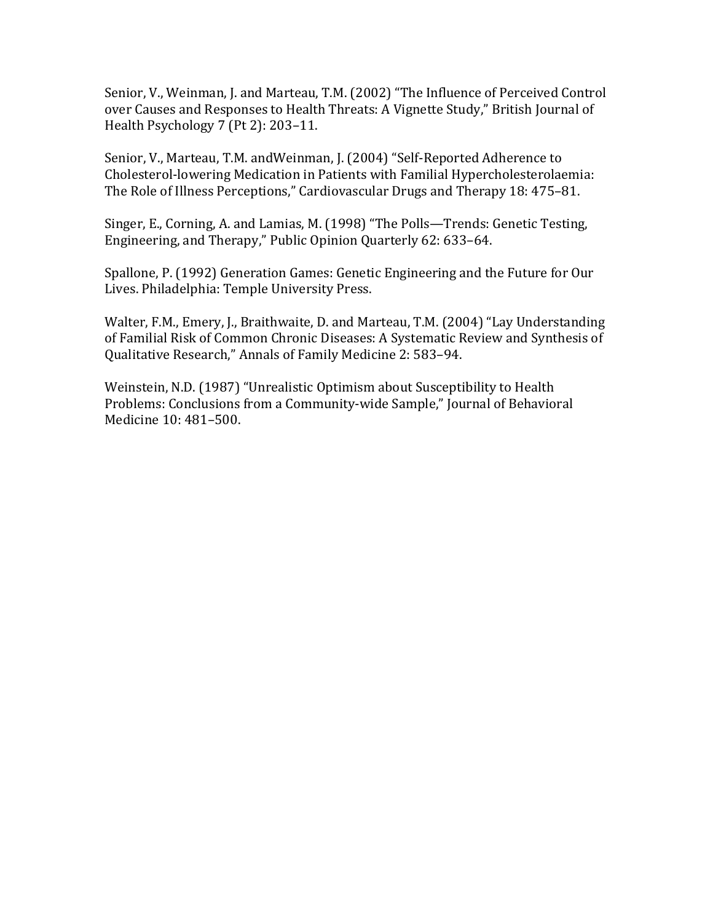Senior, V., Weinman, J. and Marteau, T.M. (2002) "The Influence of Perceived Control over Causes and Responses to Health Threats: A Vignette Study," British Journal of Health Psychology 7 (Pt 2): 203–11.

Senior, V., Marteau, T.M. andWeinman, J. (2004) "Self-Reported Adherence to Cholesterol-lowering Medication in Patients with Familial Hypercholesterolaemia: The Role of Illness Perceptions," Cardiovascular Drugs and Therapy 18: 475–81.

Singer, E., Corning, A. and Lamias, M. (1998) "The Polls—Trends: Genetic Testing, Engineering, and Therapy," Public Opinion Quarterly 62: 633–64.

Spallone, P. (1992) Generation Games: Genetic Engineering and the Future for Our Lives. Philadelphia: Temple University Press.

Walter, F.M., Emery, J., Braithwaite, D. and Marteau, T.M. (2004) "Lay Understanding of Familial Risk of Common Chronic Diseases: A Systematic Review and Synthesis of Qualitative Research," Annals of Family Medicine 2: 583–94.

Weinstein, N.D. (1987) "Unrealistic Optimism about Susceptibility to Health Problems: Conclusions from a Community-wide Sample," Journal of Behavioral Medicine 10: 481–500.